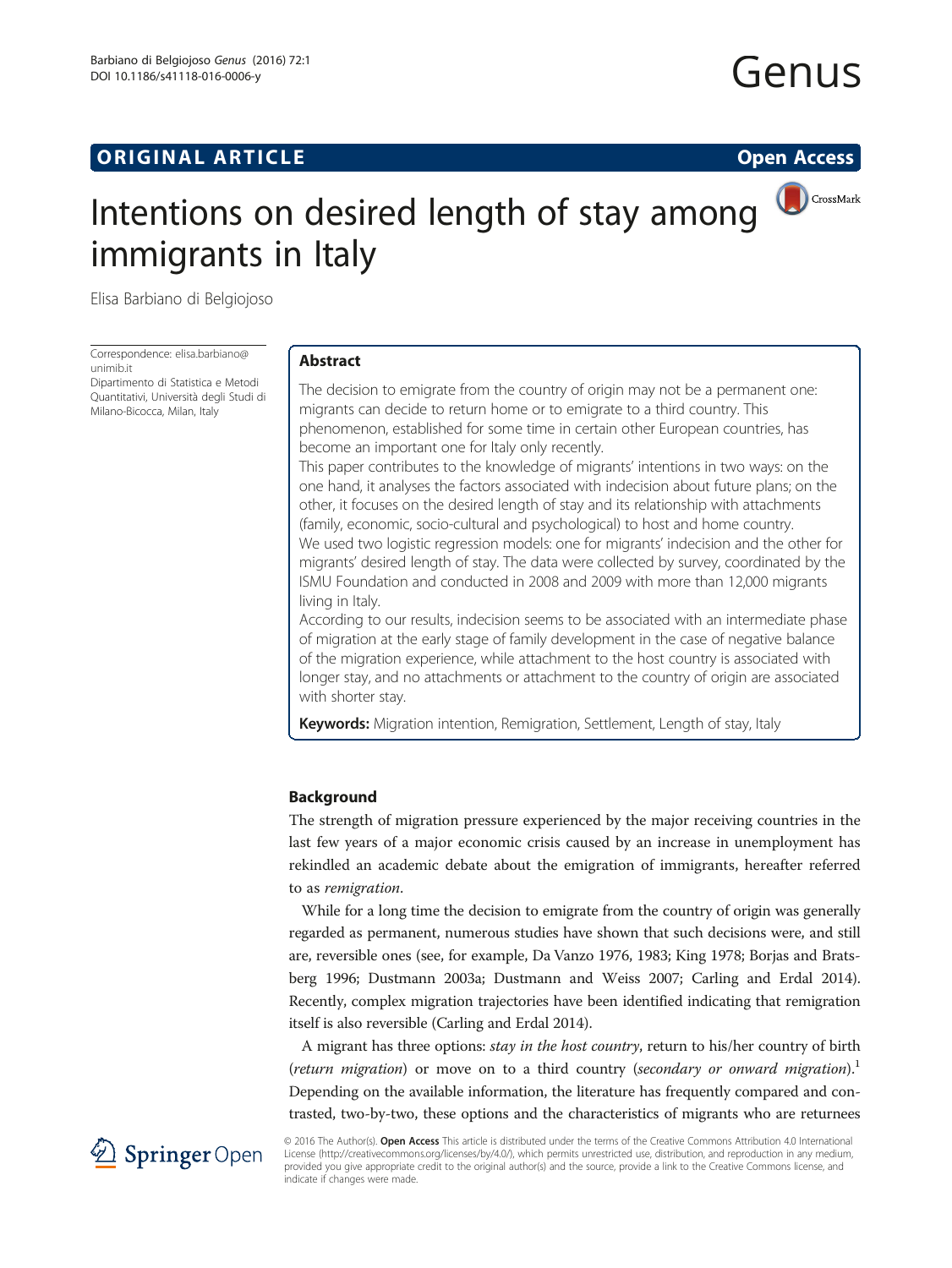**ORIGINAL ARTICLE** **Open Access**

# Intentions on desired length of stay among immigrants in Italy

Elisa Barbiano di Belgiojoso

Correspondence: elisa.barbiano@unimib.it
Dipartimento di Statistica e Metodi Quantitativi, Università degli Studi di Milano-Bicocca, Milan, Italy

## Abstract

The decision to emigrate from the country of origin may not be a permanent one: migrants can decide to return home or to emigrate to a third country. This phenomenon, established for some time in certain other European countries, has become an important one for Italy only recently.

This paper contributes to the knowledge of migrants' intentions in two ways: on the one hand, it analyses the factors associated with indecision about future plans; on the other, it focuses on the desired length of stay and its relationship with attachments (family, economic, socio-cultural and psychological) to host and home country.

We used two logistic regression models: one for migrants' indecision and the other for migrants' desired length of stay. The data were collected by survey, coordinated by the ISMU Foundation and conducted in 2008 and 2009 with more than 12,000 migrants living in Italy.

According to our results, indecision seems to be associated with an intermediate phase of migration at the early stage of family development in the case of negative balance of the migration experience, while attachment to the host country is associated with longer stay, and no attachments or attachment to the country of origin are associated with shorter stay.

**Keywords:** Migration intention, Remigration, Settlement, Length of stay, Italy

## Background

The strength of migration pressure experienced by the major receiving countries in the last few years of a major economic crisis caused by an increase in unemployment has rekindled an academic debate about the emigration of immigrants, hereafter referred to as *remigration*.

While for a long time the decision to emigrate from the country of origin was generally regarded as permanent, numerous studies have shown that such decisions were, and still are, reversible ones (see, for example, Da Vanzo 1976, 1983; King 1978; Borjas and Bratsberg 1996; Dustmann 2003a; Dustmann and Weiss 2007; Carling and Erdal 2014). Recently, complex migration trajectories have been identified indicating that remigration itself is also reversible (Carling and Erdal 2014).

A migrant has three options: *stay in the host country*, return to his/her country of birth (*return migration*) or move on to a third country (*secondary or onward migration*).[1] Depending on the available information, the literature has frequently compared and contrasted, two-by-two, these options and the characteristics of migrants who are returnees

© 2016 The Author(s). **Open Access** This article is distributed under the terms of the Creative Commons Attribution 4.0 International License (http://creativecommons.org/licenses/by/4.0/), which permits unrestricted use, distribution, and reproduction in any medium, provided you give appropriate credit to the original author(s) and the source, provide a link to the Creative Commons license, and indicate if changes were made.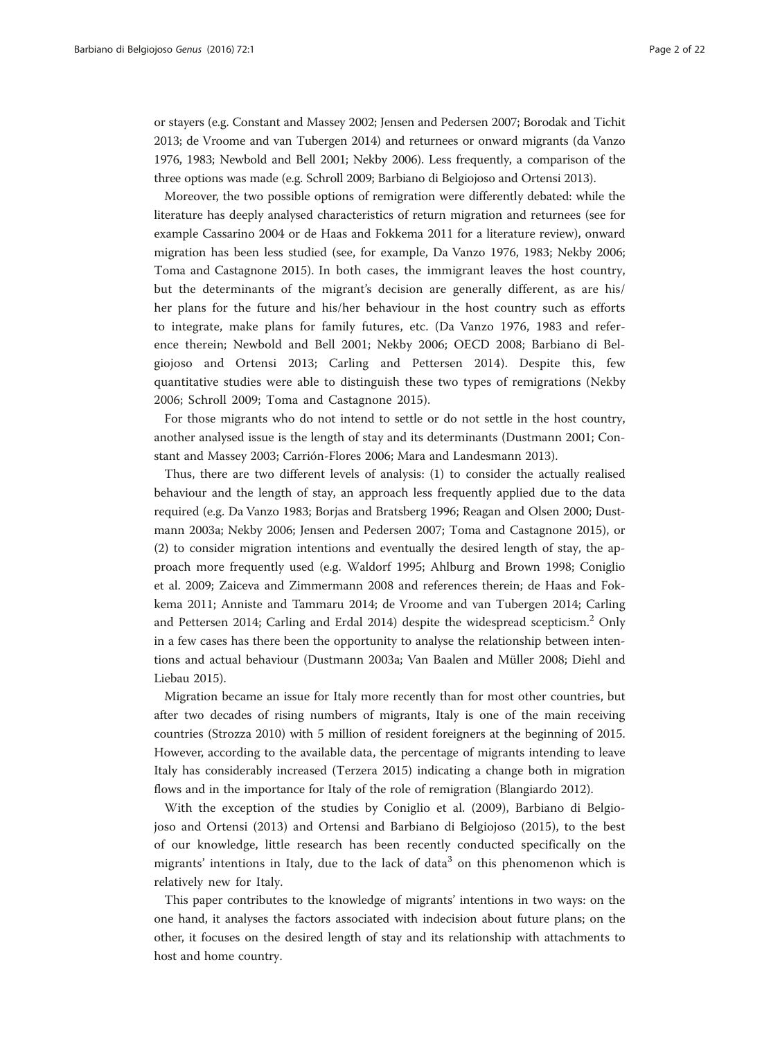or stayers (e.g. Constant and Massey 2002; Jensen and Pedersen 2007; Borodak and Tichit 2013; de Vroome and van Tubergen 2014) and returnees or onward migrants (da Vanzo 1976, 1983; Newbold and Bell 2001; Nekby 2006). Less frequently, a comparison of the three options was made (e.g. Schroll 2009; Barbiano di Belgiojoso and Ortensi 2013).

Moreover, the two possible options of remigration were differently debated: while the literature has deeply analysed characteristics of return migration and returnees (see for example Cassarino 2004 or de Haas and Fokkema 2011 for a literature review), onward migration has been less studied (see, for example, Da Vanzo 1976, 1983; Nekby 2006; Toma and Castagnone 2015). In both cases, the immigrant leaves the host country, but the determinants of the migrant's decision are generally different, as are his/her plans for the future and his/her behaviour in the host country such as efforts to integrate, make plans for family futures, etc. (Da Vanzo 1976, 1983 and reference therein; Newbold and Bell 2001; Nekby 2006; OECD 2008; Barbiano di Belgiojoso and Ortensi 2013; Carling and Pettersen 2014). Despite this, few quantitative studies were able to distinguish these two types of remigrations (Nekby 2006; Schroll 2009; Toma and Castagnone 2015).

For those migrants who do not intend to settle or do not settle in the host country, another analysed issue is the length of stay and its determinants (Dustmann 2001; Constant and Massey 2003; Carrión-Flores 2006; Mara and Landesmann 2013).

Thus, there are two different levels of analysis: (1) to consider the actually realised behaviour and the length of stay, an approach less frequently applied due to the data required (e.g. Da Vanzo 1983; Borjas and Bratsberg 1996; Reagan and Olsen 2000; Dustmann 2003a; Nekby 2006; Jensen and Pedersen 2007; Toma and Castagnone 2015), or (2) to consider migration intentions and eventually the desired length of stay, the approach more frequently used (e.g. Waldorf 1995; Ahlburg and Brown 1998; Coniglio et al. 2009; Zaiceva and Zimmermann 2008 and references therein; de Haas and Fokkema 2011; Anniste and Tammaru 2014; de Vroome and van Tubergen 2014; Carling and Pettersen 2014; Carling and Erdal 2014) despite the widespread scepticism.[2] Only in a few cases has there been the opportunity to analyse the relationship between intentions and actual behaviour (Dustmann 2003a; Van Baalen and Müller 2008; Diehl and Liebau 2015).

Migration became an issue for Italy more recently than for most other countries, but after two decades of rising numbers of migrants, Italy is one of the main receiving countries (Strozza 2010) with 5 million of resident foreigners at the beginning of 2015. However, according to the available data, the percentage of migrants intending to leave Italy has considerably increased (Terzera 2015) indicating a change both in migration flows and in the importance for Italy of the role of remigration (Blangiardo 2012).

With the exception of the studies by Coniglio et al. (2009), Barbiano di Belgiojoso and Ortensi (2013) and Ortensi and Barbiano di Belgiojoso (2015), to the best of our knowledge, little research has been recently conducted specifically on the migrants' intentions in Italy, due to the lack of data[3] on this phenomenon which is relatively new for Italy.

This paper contributes to the knowledge of migrants' intentions in two ways: on the one hand, it analyses the factors associated with indecision about future plans; on the other, it focuses on the desired length of stay and its relationship with attachments to host and home country.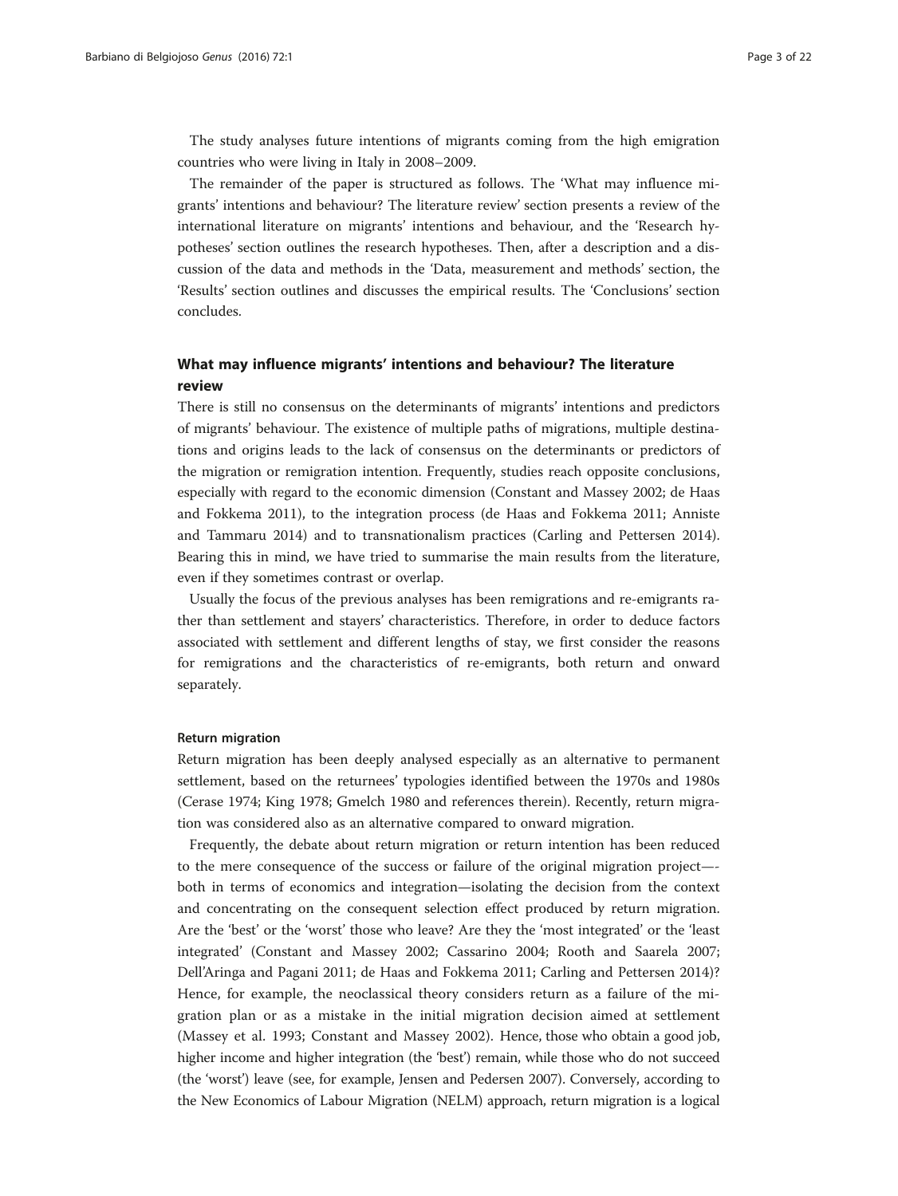The study analyses future intentions of migrants coming from the high emigration countries who were living in Italy in 2008–2009.

The remainder of the paper is structured as follows. The 'What may influence migrants' intentions and behaviour? The literature review' section presents a review of the international literature on migrants' intentions and behaviour, and the 'Research hypotheses' section outlines the research hypotheses. Then, after a description and a discussion of the data and methods in the 'Data, measurement and methods' section, the 'Results' section outlines and discusses the empirical results. The 'Conclusions' section concludes.

## What may influence migrants' intentions and behaviour? The literature review

There is still no consensus on the determinants of migrants' intentions and predictors of migrants' behaviour. The existence of multiple paths of migrations, multiple destinations and origins leads to the lack of consensus on the determinants or predictors of the migration or remigration intention. Frequently, studies reach opposite conclusions, especially with regard to the economic dimension (Constant and Massey 2002; de Haas and Fokkema 2011), to the integration process (de Haas and Fokkema 2011; Anniste and Tammaru 2014) and to transnationalism practices (Carling and Pettersen 2014). Bearing this in mind, we have tried to summarise the main results from the literature, even if they sometimes contrast or overlap.

Usually the focus of the previous analyses has been remigrations and re-emigrants rather than settlement and stayers' characteristics. Therefore, in order to deduce factors associated with settlement and different lengths of stay, we first consider the reasons for remigrations and the characteristics of re-emigrants, both return and onward separately.

### Return migration

Return migration has been deeply analysed especially as an alternative to permanent settlement, based on the returnees' typologies identified between the 1970s and 1980s (Cerase 1974; King 1978; Gmelch 1980 and references therein). Recently, return migration was considered also as an alternative compared to onward migration.

Frequently, the debate about return migration or return intention has been reduced to the mere consequence of the success or failure of the original migration project—both in terms of economics and integration—isolating the decision from the context and concentrating on the consequent selection effect produced by return migration. Are the 'best' or the 'worst' those who leave? Are they the 'most integrated' or the 'least integrated' (Constant and Massey 2002; Cassarino 2004; Rooth and Saarela 2007; Dell'Aringa and Pagani 2011; de Haas and Fokkema 2011; Carling and Pettersen 2014)? Hence, for example, the neoclassical theory considers return as a failure of the migration plan or as a mistake in the initial migration decision aimed at settlement (Massey et al. 1993; Constant and Massey 2002). Hence, those who obtain a good job, higher income and higher integration (the 'best') remain, while those who do not succeed (the 'worst') leave (see, for example, Jensen and Pedersen 2007). Conversely, according to the New Economics of Labour Migration (NELM) approach, return migration is a logical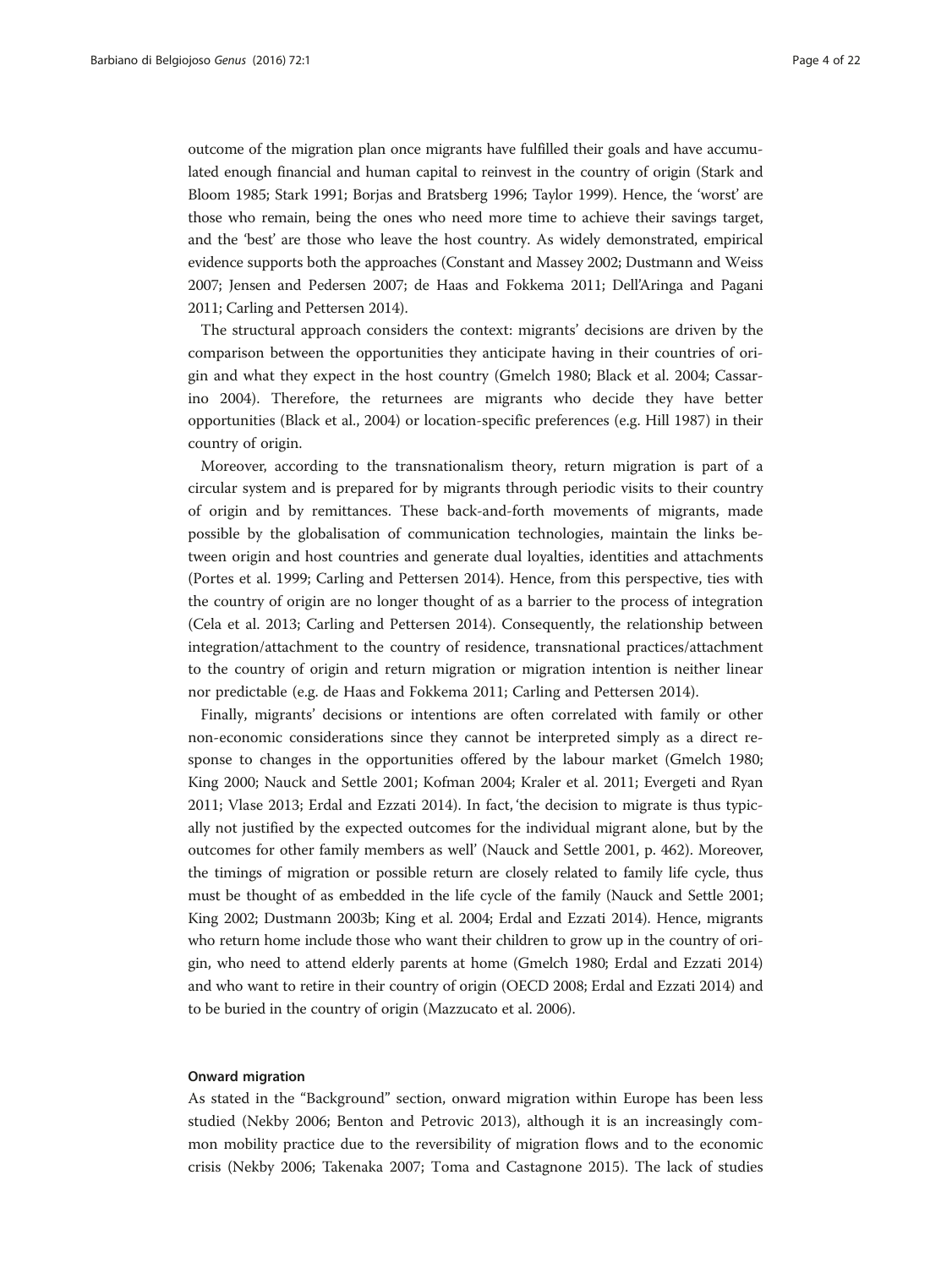outcome of the migration plan once migrants have fulfilled their goals and have accumulated enough financial and human capital to reinvest in the country of origin (Stark and Bloom 1985; Stark 1991; Borjas and Bratsberg 1996; Taylor 1999). Hence, the 'worst' are those who remain, being the ones who need more time to achieve their savings target, and the 'best' are those who leave the host country. As widely demonstrated, empirical evidence supports both the approaches (Constant and Massey 2002; Dustmann and Weiss 2007; Jensen and Pedersen 2007; de Haas and Fokkema 2011; Dell'Aringa and Pagani 2011; Carling and Pettersen 2014).

The structural approach considers the context: migrants' decisions are driven by the comparison between the opportunities they anticipate having in their countries of origin and what they expect in the host country (Gmelch 1980; Black et al. 2004; Cassarino 2004). Therefore, the returnees are migrants who decide they have better opportunities (Black et al., 2004) or location-specific preferences (e.g. Hill 1987) in their country of origin.

Moreover, according to the transnationalism theory, return migration is part of a circular system and is prepared for by migrants through periodic visits to their country of origin and by remittances. These back-and-forth movements of migrants, made possible by the globalisation of communication technologies, maintain the links between origin and host countries and generate dual loyalties, identities and attachments (Portes et al. 1999; Carling and Pettersen 2014). Hence, from this perspective, ties with the country of origin are no longer thought of as a barrier to the process of integration (Cela et al. 2013; Carling and Pettersen 2014). Consequently, the relationship between integration/attachment to the country of residence, transnational practices/attachment to the country of origin and return migration or migration intention is neither linear nor predictable (e.g. de Haas and Fokkema 2011; Carling and Pettersen 2014).

Finally, migrants' decisions or intentions are often correlated with family or other non-economic considerations since they cannot be interpreted simply as a direct response to changes in the opportunities offered by the labour market (Gmelch 1980; King 2000; Nauck and Settle 2001; Kofman 2004; Kraler et al. 2011; Evergeti and Ryan 2011; Vlase 2013; Erdal and Ezzati 2014). In fact, 'the decision to migrate is thus typically not justified by the expected outcomes for the individual migrant alone, but by the outcomes for other family members as well' (Nauck and Settle 2001, p. 462). Moreover, the timings of migration or possible return are closely related to family life cycle, thus must be thought of as embedded in the life cycle of the family (Nauck and Settle 2001; King 2002; Dustmann 2003b; King et al. 2004; Erdal and Ezzati 2014). Hence, migrants who return home include those who want their children to grow up in the country of origin, who need to attend elderly parents at home (Gmelch 1980; Erdal and Ezzati 2014) and who want to retire in their country of origin (OECD 2008; Erdal and Ezzati 2014) and to be buried in the country of origin (Mazzucato et al. 2006).

### Onward migration

As stated in the "Background" section, onward migration within Europe has been less studied (Nekby 2006; Benton and Petrovic 2013), although it is an increasingly common mobility practice due to the reversibility of migration flows and to the economic crisis (Nekby 2006; Takenaka 2007; Toma and Castagnone 2015). The lack of studies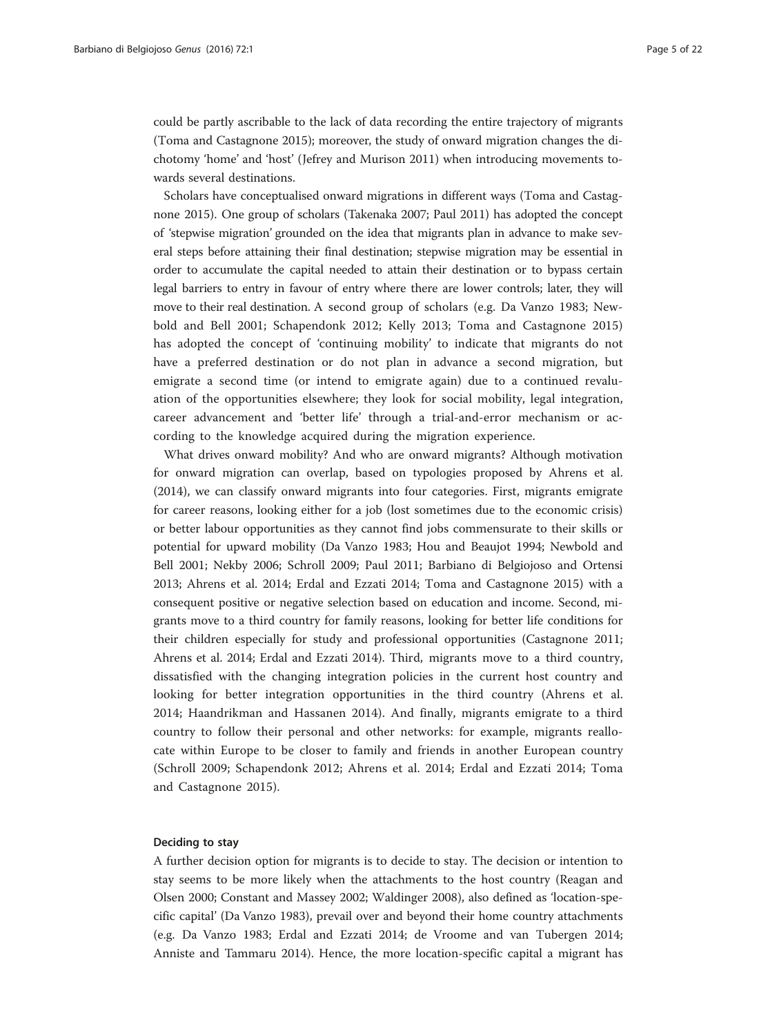could be partly ascribable to the lack of data recording the entire trajectory of migrants (Toma and Castagnone 2015); moreover, the study of onward migration changes the dichotomy 'home' and 'host' (Jefrey and Murison 2011) when introducing movements towards several destinations.

Scholars have conceptualised onward migrations in different ways (Toma and Castagnone 2015). One group of scholars (Takenaka 2007; Paul 2011) has adopted the concept of 'stepwise migration' grounded on the idea that migrants plan in advance to make several steps before attaining their final destination; stepwise migration may be essential in order to accumulate the capital needed to attain their destination or to bypass certain legal barriers to entry in favour of entry where there are lower controls; later, they will move to their real destination. A second group of scholars (e.g. Da Vanzo 1983; Newbold and Bell 2001; Schapendonk 2012; Kelly 2013; Toma and Castagnone 2015) has adopted the concept of 'continuing mobility' to indicate that migrants do not have a preferred destination or do not plan in advance a second migration, but emigrate a second time (or intend to emigrate again) due to a continued revaluation of the opportunities elsewhere; they look for social mobility, legal integration, career advancement and 'better life' through a trial-and-error mechanism or according to the knowledge acquired during the migration experience.

What drives onward mobility? And who are onward migrants? Although motivation for onward migration can overlap, based on typologies proposed by Ahrens et al. (2014), we can classify onward migrants into four categories. First, migrants emigrate for career reasons, looking either for a job (lost sometimes due to the economic crisis) or better labour opportunities as they cannot find jobs commensurate to their skills or potential for upward mobility (Da Vanzo 1983; Hou and Beaujot 1994; Newbold and Bell 2001; Nekby 2006; Schroll 2009; Paul 2011; Barbiano di Belgiojoso and Ortensi 2013; Ahrens et al. 2014; Erdal and Ezzati 2014; Toma and Castagnone 2015) with a consequent positive or negative selection based on education and income. Second, migrants move to a third country for family reasons, looking for better life conditions for their children especially for study and professional opportunities (Castagnone 2011; Ahrens et al. 2014; Erdal and Ezzati 2014). Third, migrants move to a third country, dissatisfied with the changing integration policies in the current host country and looking for better integration opportunities in the third country (Ahrens et al. 2014; Haandrikman and Hassanen 2014). And finally, migrants emigrate to a third country to follow their personal and other networks: for example, migrants reallocate within Europe to be closer to family and friends in another European country (Schroll 2009; Schapendonk 2012; Ahrens et al. 2014; Erdal and Ezzati 2014; Toma and Castagnone 2015).

#### Deciding to stay

A further decision option for migrants is to decide to stay. The decision or intention to stay seems to be more likely when the attachments to the host country (Reagan and Olsen 2000; Constant and Massey 2002; Waldinger 2008), also defined as 'location-specific capital' (Da Vanzo 1983), prevail over and beyond their home country attachments (e.g. Da Vanzo 1983; Erdal and Ezzati 2014; de Vroome and van Tubergen 2014; Anniste and Tammaru 2014). Hence, the more location-specific capital a migrant has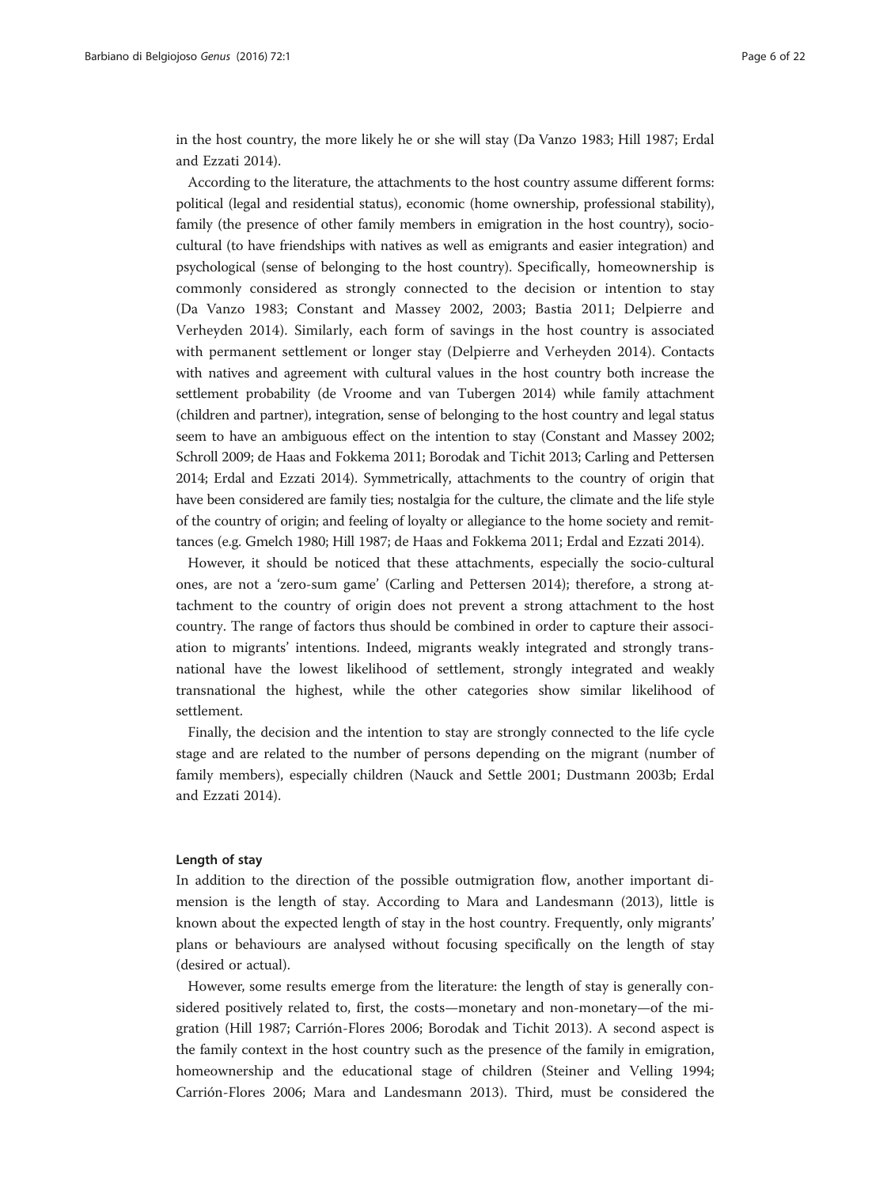in the host country, the more likely he or she will stay (Da Vanzo 1983; Hill 1987; Erdal and Ezzati 2014).

According to the literature, the attachments to the host country assume different forms: political (legal and residential status), economic (home ownership, professional stability), family (the presence of other family members in emigration in the host country), socio-cultural (to have friendships with natives as well as emigrants and easier integration) and psychological (sense of belonging to the host country). Specifically, homeownership is commonly considered as strongly connected to the decision or intention to stay (Da Vanzo 1983; Constant and Massey 2002, 2003; Bastia 2011; Delpierre and Verheyden 2014). Similarly, each form of savings in the host country is associated with permanent settlement or longer stay (Delpierre and Verheyden 2014). Contacts with natives and agreement with cultural values in the host country both increase the settlement probability (de Vroome and van Tubergen 2014) while family attachment (children and partner), integration, sense of belonging to the host country and legal status seem to have an ambiguous effect on the intention to stay (Constant and Massey 2002; Schroll 2009; de Haas and Fokkema 2011; Borodak and Tichit 2013; Carling and Pettersen 2014; Erdal and Ezzati 2014). Symmetrically, attachments to the country of origin that have been considered are family ties; nostalgia for the culture, the climate and the life style of the country of origin; and feeling of loyalty or allegiance to the home society and remittances (e.g. Gmelch 1980; Hill 1987; de Haas and Fokkema 2011; Erdal and Ezzati 2014).

However, it should be noticed that these attachments, especially the socio-cultural ones, are not a 'zero-sum game' (Carling and Pettersen 2014); therefore, a strong attachment to the country of origin does not prevent a strong attachment to the host country. The range of factors thus should be combined in order to capture their association to migrants' intentions. Indeed, migrants weakly integrated and strongly transnational have the lowest likelihood of settlement, strongly integrated and weakly transnational the highest, while the other categories show similar likelihood of settlement.

Finally, the decision and the intention to stay are strongly connected to the life cycle stage and are related to the number of persons depending on the migrant (number of family members), especially children (Nauck and Settle 2001; Dustmann 2003b; Erdal and Ezzati 2014).

#### Length of stay

In addition to the direction of the possible outmigration flow, another important dimension is the length of stay. According to Mara and Landesmann (2013), little is known about the expected length of stay in the host country. Frequently, only migrants' plans or behaviours are analysed without focusing specifically on the length of stay (desired or actual).

However, some results emerge from the literature: the length of stay is generally considered positively related to, first, the costs—monetary and non-monetary—of the migration (Hill 1987; Carrión-Flores 2006; Borodak and Tichit 2013). A second aspect is the family context in the host country such as the presence of the family in emigration, homeownership and the educational stage of children (Steiner and Velling 1994; Carrión-Flores 2006; Mara and Landesmann 2013). Third, must be considered the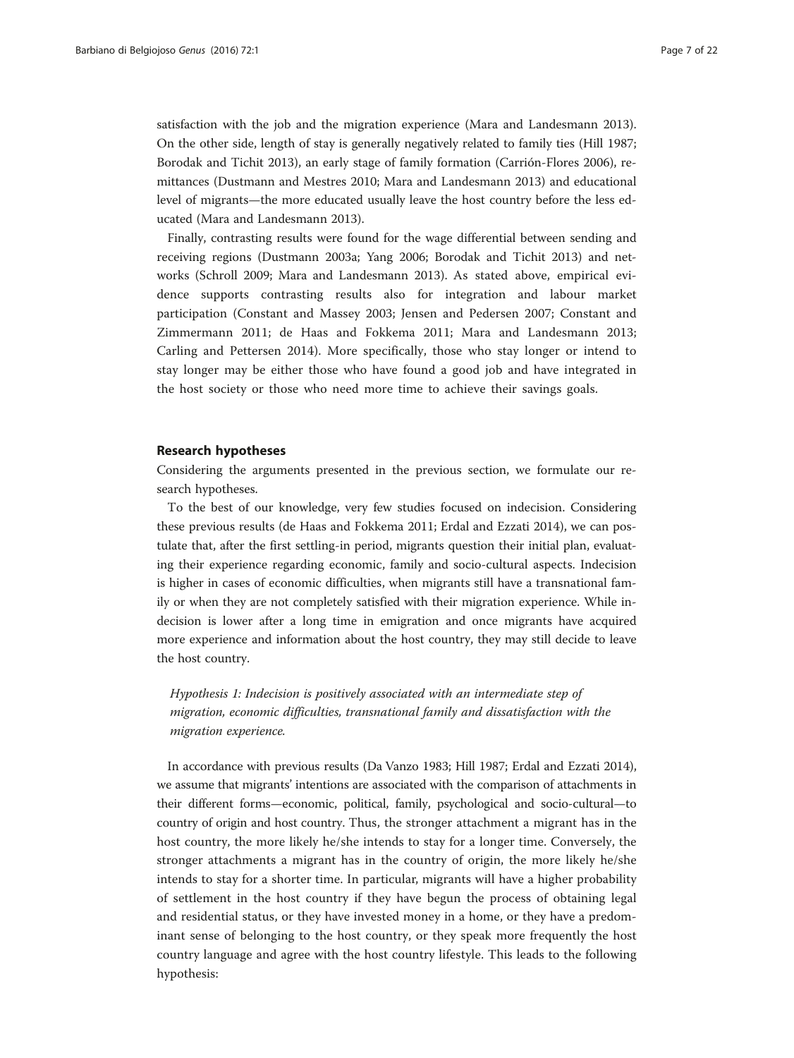satisfaction with the job and the migration experience (Mara and Landesmann 2013). On the other side, length of stay is generally negatively related to family ties (Hill 1987; Borodak and Tichit 2013), an early stage of family formation (Carrión-Flores 2006), remittances (Dustmann and Mestres 2010; Mara and Landesmann 2013) and educational level of migrants—the more educated usually leave the host country before the less educated (Mara and Landesmann 2013).

Finally, contrasting results were found for the wage differential between sending and receiving regions (Dustmann 2003a; Yang 2006; Borodak and Tichit 2013) and networks (Schroll 2009; Mara and Landesmann 2013). As stated above, empirical evidence supports contrasting results also for integration and labour market participation (Constant and Massey 2003; Jensen and Pedersen 2007; Constant and Zimmermann 2011; de Haas and Fokkema 2011; Mara and Landesmann 2013; Carling and Pettersen 2014). More specifically, those who stay longer or intend to stay longer may be either those who have found a good job and have integrated in the host society or those who need more time to achieve their savings goals.

## Research hypotheses

Considering the arguments presented in the previous section, we formulate our research hypotheses.

To the best of our knowledge, very few studies focused on indecision. Considering these previous results (de Haas and Fokkema 2011; Erdal and Ezzati 2014), we can postulate that, after the first settling-in period, migrants question their initial plan, evaluating their experience regarding economic, family and socio-cultural aspects. Indecision is higher in cases of economic difficulties, when migrants still have a transnational family or when they are not completely satisfied with their migration experience. While indecision is lower after a long time in emigration and once migrants have acquired more experience and information about the host country, they may still decide to leave the host country.

*Hypothesis 1: Indecision is positively associated with an intermediate step of migration, economic difficulties, transnational family and dissatisfaction with the migration experience.*

In accordance with previous results (Da Vanzo 1983; Hill 1987; Erdal and Ezzati 2014), we assume that migrants' intentions are associated with the comparison of attachments in their different forms—economic, political, family, psychological and socio-cultural—to country of origin and host country. Thus, the stronger attachment a migrant has in the host country, the more likely he/she intends to stay for a longer time. Conversely, the stronger attachments a migrant has in the country of origin, the more likely he/she intends to stay for a shorter time. In particular, migrants will have a higher probability of settlement in the host country if they have begun the process of obtaining legal and residential status, or they have invested money in a home, or they have a predominant sense of belonging to the host country, or they speak more frequently the host country language and agree with the host country lifestyle. This leads to the following hypothesis: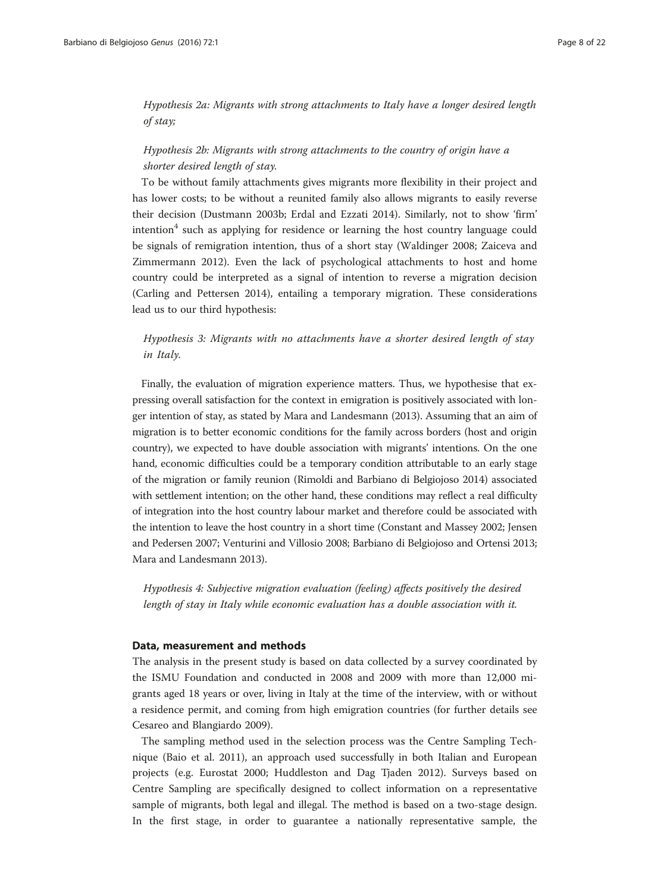*Hypothesis 2a: Migrants with strong attachments to Italy have a longer desired length of stay;*

*Hypothesis 2b: Migrants with strong attachments to the country of origin have a shorter desired length of stay.*

To be without family attachments gives migrants more flexibility in their project and has lower costs; to be without a reunited family also allows migrants to easily reverse their decision (Dustmann 2003b; Erdal and Ezzati 2014). Similarly, not to show 'firm' intention[4] such as applying for residence or learning the host country language could be signals of remigration intention, thus of a short stay (Waldinger 2008; Zaiceva and Zimmermann 2012). Even the lack of psychological attachments to host and home country could be interpreted as a signal of intention to reverse a migration decision (Carling and Pettersen 2014), entailing a temporary migration. These considerations lead us to our third hypothesis:

*Hypothesis 3: Migrants with no attachments have a shorter desired length of stay in Italy.*

Finally, the evaluation of migration experience matters. Thus, we hypothesise that expressing overall satisfaction for the context in emigration is positively associated with longer intention of stay, as stated by Mara and Landesmann (2013). Assuming that an aim of migration is to better economic conditions for the family across borders (host and origin country), we expected to have double association with migrants' intentions. On the one hand, economic difficulties could be a temporary condition attributable to an early stage of the migration or family reunion (Rimoldi and Barbiano di Belgiojoso 2014) associated with settlement intention; on the other hand, these conditions may reflect a real difficulty of integration into the host country labour market and therefore could be associated with the intention to leave the host country in a short time (Constant and Massey 2002; Jensen and Pedersen 2007; Venturini and Villosio 2008; Barbiano di Belgiojoso and Ortensi 2013; Mara and Landesmann 2013).

*Hypothesis 4: Subjective migration evaluation (feeling) affects positively the desired length of stay in Italy while economic evaluation has a double association with it.*

## Data, measurement and methods

The analysis in the present study is based on data collected by a survey coordinated by the ISMU Foundation and conducted in 2008 and 2009 with more than 12,000 migrants aged 18 years or over, living in Italy at the time of the interview, with or without a residence permit, and coming from high emigration countries (for further details see Cesareo and Blangiardo 2009).

The sampling method used in the selection process was the Centre Sampling Technique (Baio et al. 2011), an approach used successfully in both Italian and European projects (e.g. Eurostat 2000; Huddleston and Dag Tjaden 2012). Surveys based on Centre Sampling are specifically designed to collect information on a representative sample of migrants, both legal and illegal. The method is based on a two-stage design. In the first stage, in order to guarantee a nationally representative sample, the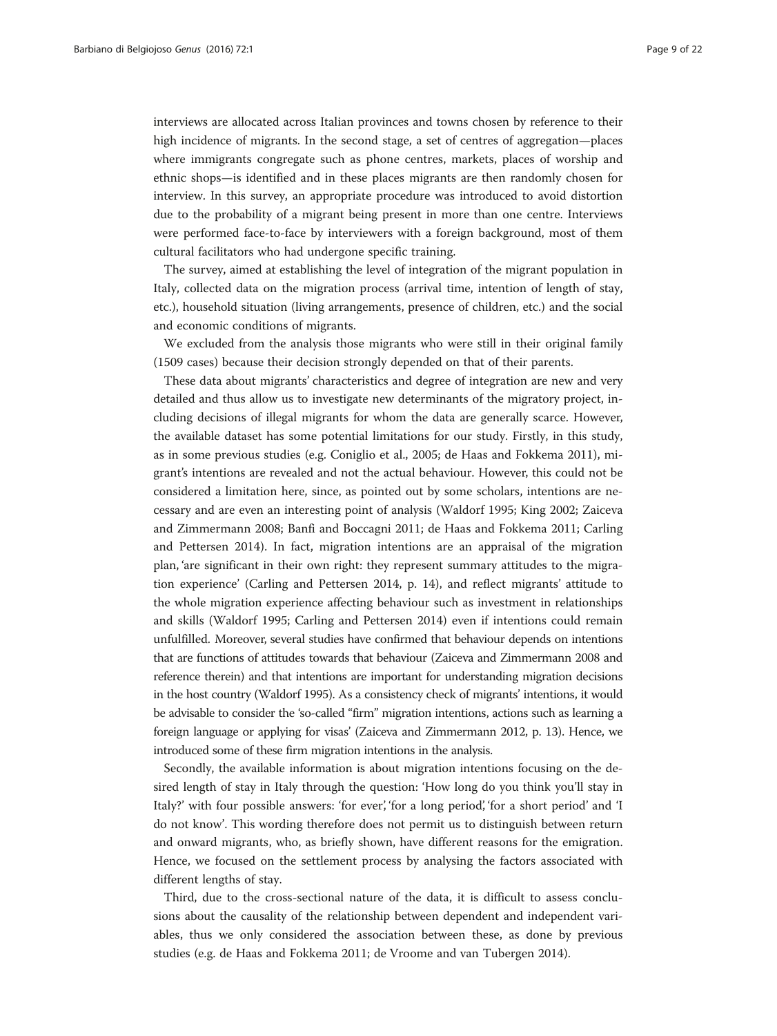interviews are allocated across Italian provinces and towns chosen by reference to their high incidence of migrants. In the second stage, a set of centres of aggregation—places where immigrants congregate such as phone centres, markets, places of worship and ethnic shops—is identified and in these places migrants are then randomly chosen for interview. In this survey, an appropriate procedure was introduced to avoid distortion due to the probability of a migrant being present in more than one centre. Interviews were performed face-to-face by interviewers with a foreign background, most of them cultural facilitators who had undergone specific training.

The survey, aimed at establishing the level of integration of the migrant population in Italy, collected data on the migration process (arrival time, intention of length of stay, etc.), household situation (living arrangements, presence of children, etc.) and the social and economic conditions of migrants.

We excluded from the analysis those migrants who were still in their original family (1509 cases) because their decision strongly depended on that of their parents.

These data about migrants' characteristics and degree of integration are new and very detailed and thus allow us to investigate new determinants of the migratory project, including decisions of illegal migrants for whom the data are generally scarce. However, the available dataset has some potential limitations for our study. Firstly, in this study, as in some previous studies (e.g. Coniglio et al., 2005; de Haas and Fokkema 2011), migrant's intentions are revealed and not the actual behaviour. However, this could not be considered a limitation here, since, as pointed out by some scholars, intentions are necessary and are even an interesting point of analysis (Waldorf 1995; King 2002; Zaiceva and Zimmermann 2008; Banfi and Boccagni 2011; de Haas and Fokkema 2011; Carling and Pettersen 2014). In fact, migration intentions are an appraisal of the migration plan, 'are significant in their own right: they represent summary attitudes to the migration experience' (Carling and Pettersen 2014, p. 14), and reflect migrants' attitude to the whole migration experience affecting behaviour such as investment in relationships and skills (Waldorf 1995; Carling and Pettersen 2014) even if intentions could remain unfulfilled. Moreover, several studies have confirmed that behaviour depends on intentions that are functions of attitudes towards that behaviour (Zaiceva and Zimmermann 2008 and reference therein) and that intentions are important for understanding migration decisions in the host country (Waldorf 1995). As a consistency check of migrants' intentions, it would be advisable to consider the 'so-called "firm" migration intentions, actions such as learning a foreign language or applying for visas' (Zaiceva and Zimmermann 2012, p. 13). Hence, we introduced some of these firm migration intentions in the analysis.

Secondly, the available information is about migration intentions focusing on the desired length of stay in Italy through the question: 'How long do you think you'll stay in Italy?' with four possible answers: 'for ever', 'for a long period', 'for a short period' and 'I do not know'. This wording therefore does not permit us to distinguish between return and onward migrants, who, as briefly shown, have different reasons for the emigration. Hence, we focused on the settlement process by analysing the factors associated with different lengths of stay.

Third, due to the cross-sectional nature of the data, it is difficult to assess conclusions about the causality of the relationship between dependent and independent variables, thus we only considered the association between these, as done by previous studies (e.g. de Haas and Fokkema 2011; de Vroome and van Tubergen 2014).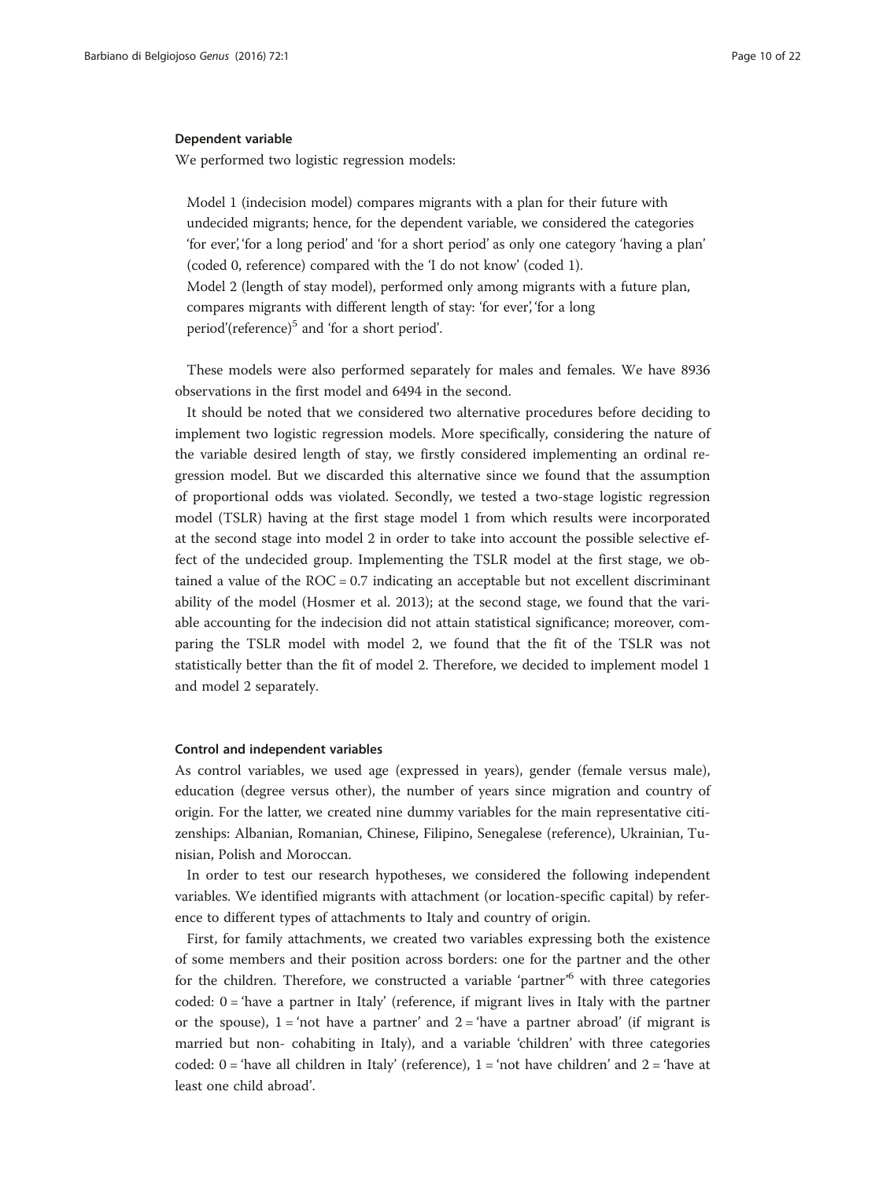### Dependent variable

We performed two logistic regression models:

> Model 1 (indecision model) compares migrants with a plan for their future with undecided migrants; hence, for the dependent variable, we considered the categories 'for ever', 'for a long period' and 'for a short period' as only one category 'having a plan' (coded 0, reference) compared with the 'I do not know' (coded 1).
>
> Model 2 (length of stay model), performed only among migrants with a future plan, compares migrants with different length of stay: 'for ever', 'for a long period'(reference)[5] and 'for a short period'.

These models were also performed separately for males and females. We have 8936 observations in the first model and 6494 in the second.

It should be noted that we considered two alternative procedures before deciding to implement two logistic regression models. More specifically, considering the nature of the variable desired length of stay, we firstly considered implementing an ordinal regression model. But we discarded this alternative since we found that the assumption of proportional odds was violated. Secondly, we tested a two-stage logistic regression model (TSLR) having at the first stage model 1 from which results were incorporated at the second stage into model 2 in order to take into account the possible selective effect of the undecided group. Implementing the TSLR model at the first stage, we obtained a value of the ROC = 0.7 indicating an acceptable but not excellent discriminant ability of the model (Hosmer et al. 2013); at the second stage, we found that the variable accounting for the indecision did not attain statistical significance; moreover, comparing the TSLR model with model 2, we found that the fit of the TSLR was not statistically better than the fit of model 2. Therefore, we decided to implement model 1 and model 2 separately.

### Control and independent variables

As control variables, we used age (expressed in years), gender (female versus male), education (degree versus other), the number of years since migration and country of origin. For the latter, we created nine dummy variables for the main representative citizenships: Albanian, Romanian, Chinese, Filipino, Senegalese (reference), Ukrainian, Tunisian, Polish and Moroccan.

In order to test our research hypotheses, we considered the following independent variables. We identified migrants with attachment (or location-specific capital) by reference to different types of attachments to Italy and country of origin.

First, for family attachments, we created two variables expressing both the existence of some members and their position across borders: one for the partner and the other for the children. Therefore, we constructed a variable 'partner'[6] with three categories coded: 0 = 'have a partner in Italy' (reference, if migrant lives in Italy with the partner or the spouse), 1 = 'not have a partner' and 2 = 'have a partner abroad' (if migrant is married but non- cohabiting in Italy), and a variable 'children' with three categories coded: 0 = 'have all children in Italy' (reference), 1 = 'not have children' and 2 = 'have at least one child abroad'.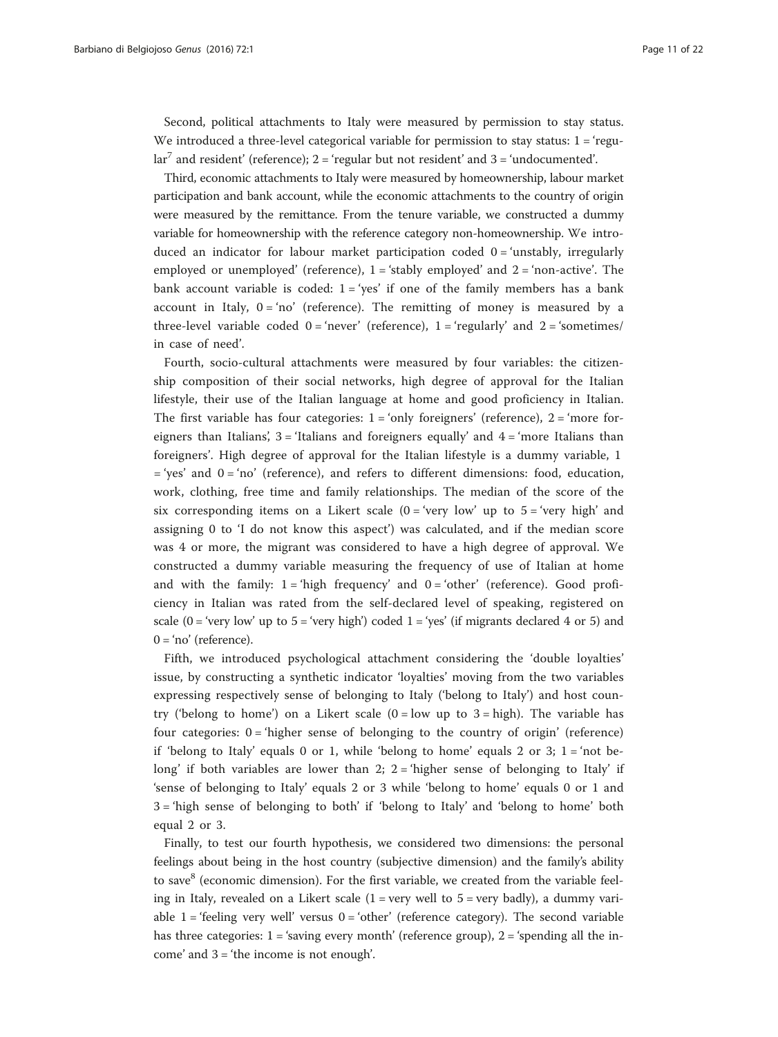Second, political attachments to Italy were measured by permission to stay status. We introduced a three-level categorical variable for permission to stay status: 1 = 'regular[7] and resident' (reference); 2 = 'regular but not resident' and 3 = 'undocumented'.

Third, economic attachments to Italy were measured by homeownership, labour market participation and bank account, while the economic attachments to the country of origin were measured by the remittance. From the tenure variable, we constructed a dummy variable for homeownership with the reference category non-homeownership. We introduced an indicator for labour market participation coded 0 = 'unstably, irregularly employed or unemployed' (reference), 1 = 'stably employed' and 2 = 'non-active'. The bank account variable is coded: 1 = 'yes' if one of the family members has a bank account in Italy, 0 = 'no' (reference). The remitting of money is measured by a three-level variable coded 0 = 'never' (reference), 1 = 'regularly' and 2 = 'sometimes/ in case of need'.

Fourth, socio-cultural attachments were measured by four variables: the citizenship composition of their social networks, high degree of approval for the Italian lifestyle, their use of the Italian language at home and good proficiency in Italian. The first variable has four categories: 1 = 'only foreigners' (reference), 2 = 'more foreigners than Italians', 3 = 'Italians and foreigners equally' and 4 = 'more Italians than foreigners'. High degree of approval for the Italian lifestyle is a dummy variable, 1 = 'yes' and 0 = 'no' (reference), and refers to different dimensions: food, education, work, clothing, free time and family relationships. The median of the score of the six corresponding items on a Likert scale (0 = 'very low' up to 5 = 'very high' and assigning 0 to 'I do not know this aspect') was calculated, and if the median score was 4 or more, the migrant was considered to have a high degree of approval. We constructed a dummy variable measuring the frequency of use of Italian at home and with the family: 1 = 'high frequency' and 0 = 'other' (reference). Good proficiency in Italian was rated from the self-declared level of speaking, registered on scale (0 = 'very low' up to 5 = 'very high') coded 1 = 'yes' (if migrants declared 4 or 5) and 0 = 'no' (reference).

Fifth, we introduced psychological attachment considering the 'double loyalties' issue, by constructing a synthetic indicator 'loyalties' moving from the two variables expressing respectively sense of belonging to Italy ('belong to Italy') and host country ('belong to home') on a Likert scale (0 = low up to 3 = high). The variable has four categories: 0 = 'higher sense of belonging to the country of origin' (reference) if 'belong to Italy' equals 0 or 1, while 'belong to home' equals 2 or 3; 1 = 'not belong' if both variables are lower than 2; 2 = 'higher sense of belonging to Italy' if 'sense of belonging to Italy' equals 2 or 3 while 'belong to home' equals 0 or 1 and 3 = 'high sense of belonging to both' if 'belong to Italy' and 'belong to home' both equal 2 or 3.

Finally, to test our fourth hypothesis, we considered two dimensions: the personal feelings about being in the host country (subjective dimension) and the family's ability to save[8] (economic dimension). For the first variable, we created from the variable feeling in Italy, revealed on a Likert scale (1 = very well to 5 = very badly), a dummy variable 1 = 'feeling very well' versus 0 = 'other' (reference category). The second variable has three categories: 1 = 'saving every month' (reference group), 2 = 'spending all the income' and 3 = 'the income is not enough'.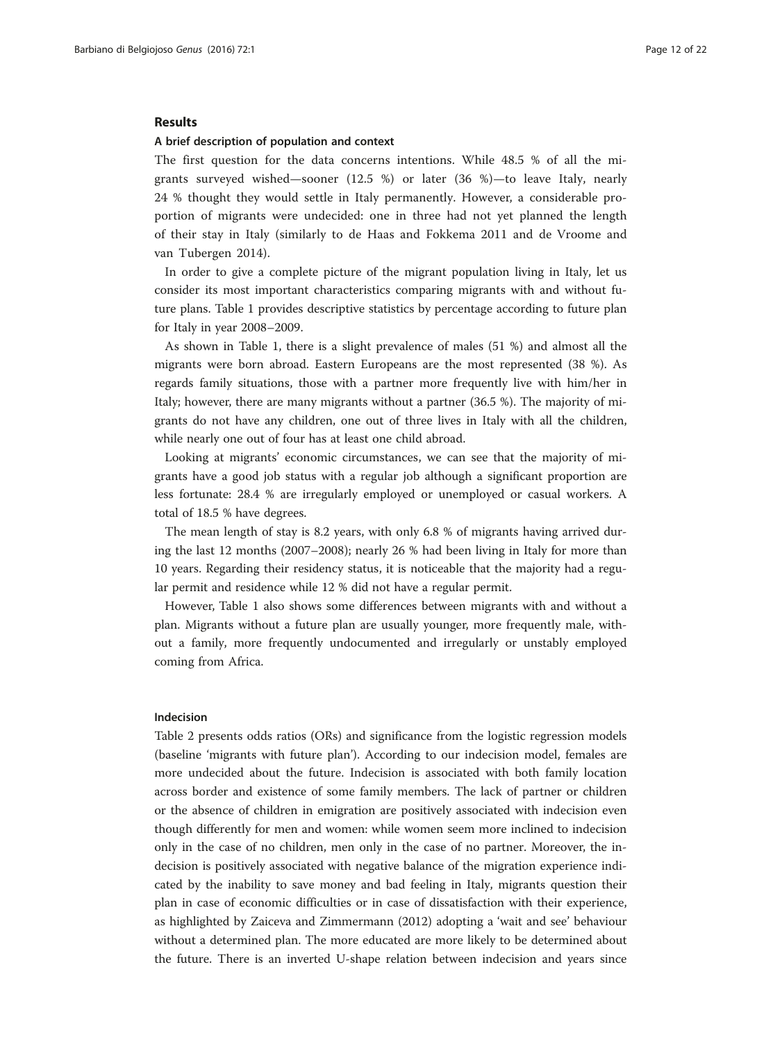## Results

### A brief description of population and context

The first question for the data concerns intentions. While 48.5 % of all the migrants surveyed wished—sooner (12.5 %) or later (36 %)—to leave Italy, nearly 24 % thought they would settle in Italy permanently. However, a considerable proportion of migrants were undecided: one in three had not yet planned the length of their stay in Italy (similarly to de Haas and Fokkema 2011 and de Vroome and van Tubergen 2014).

In order to give a complete picture of the migrant population living in Italy, let us consider its most important characteristics comparing migrants with and without future plans. Table 1 provides descriptive statistics by percentage according to future plan for Italy in year 2008–2009.

As shown in Table 1, there is a slight prevalence of males (51 %) and almost all the migrants were born abroad. Eastern Europeans are the most represented (38 %). As regards family situations, those with a partner more frequently live with him/her in Italy; however, there are many migrants without a partner (36.5 %). The majority of migrants do not have any children, one out of three lives in Italy with all the children, while nearly one out of four has at least one child abroad.

Looking at migrants' economic circumstances, we can see that the majority of migrants have a good job status with a regular job although a significant proportion are less fortunate: 28.4 % are irregularly employed or unemployed or casual workers. A total of 18.5 % have degrees.

The mean length of stay is 8.2 years, with only 6.8 % of migrants having arrived during the last 12 months (2007–2008); nearly 26 % had been living in Italy for more than 10 years. Regarding their residency status, it is noticeable that the majority had a regular permit and residence while 12 % did not have a regular permit.

However, Table 1 also shows some differences between migrants with and without a plan. Migrants without a future plan are usually younger, more frequently male, without a family, more frequently undocumented and irregularly or unstably employed coming from Africa.

### Indecision

Table 2 presents odds ratios (ORs) and significance from the logistic regression models (baseline 'migrants with future plan'). According to our indecision model, females are more undecided about the future. Indecision is associated with both family location across border and existence of some family members. The lack of partner or children or the absence of children in emigration are positively associated with indecision even though differently for men and women: while women seem more inclined to indecision only in the case of no children, men only in the case of no partner. Moreover, the indecision is positively associated with negative balance of the migration experience indicated by the inability to save money and bad feeling in Italy, migrants question their plan in case of economic difficulties or in case of dissatisfaction with their experience, as highlighted by Zaiceva and Zimmermann (2012) adopting a 'wait and see' behaviour without a determined plan. The more educated are more likely to be determined about the future. There is an inverted U-shape relation between indecision and years since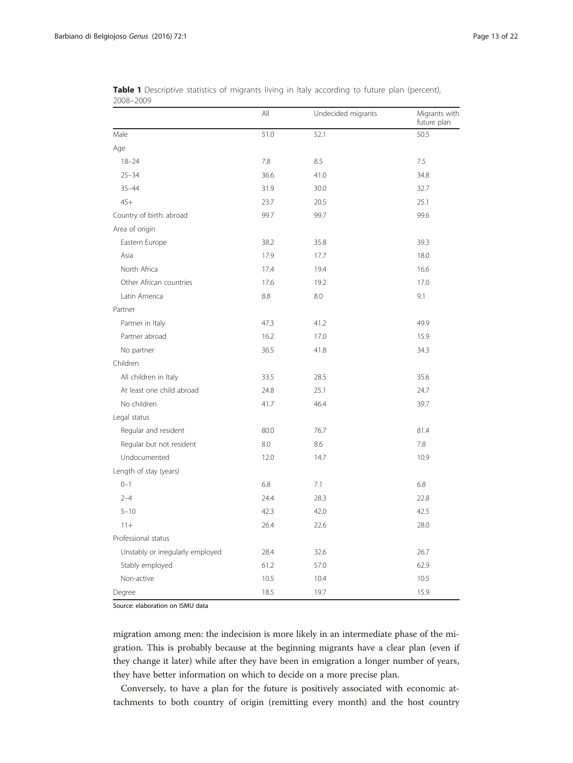**Table 1** Descriptive statistics of migrants living in Italy according to future plan (percent), 2008–2009

| | All | Undecided migrants | Migrants with future plan |
|---|---|---|---|
| Male | 51.0 | 52.1 | 50.5 |
| Age | | | |
| 18–24 | 7.8 | 8.5 | 7.5 |
| 25–34 | 36.6 | 41.0 | 34.8 |
| 35–44 | 31.9 | 30.0 | 32.7 |
| 45+ | 23.7 | 20.5 | 25.1 |
| Country of birth: abroad | 99.7 | 99.7 | 99.6 |
| Area of origin | | | |
| Eastern Europe | 38.2 | 35.8 | 39.3 |
| Asia | 17.9 | 17.7 | 18.0 |
| North Africa | 17.4 | 19.4 | 16.6 |
| Other African countries | 17.6 | 19.2 | 17.0 |
| Latin America | 8.8 | 8.0 | 9.1 |
| Partner | | | |
| Partner in Italy | 47.3 | 41.2 | 49.9 |
| Partner abroad | 16.2 | 17.0 | 15.9 |
| No partner | 36.5 | 41.8 | 34.3 |
| Children | | | |
| All children in Italy | 33.5 | 28.5 | 35.6 |
| At least one child abroad | 24.8 | 25.1 | 24.7 |
| No children | 41.7 | 46.4 | 39.7 |
| Legal status | | | |
| Regular and resident | 80.0 | 76.7 | 81.4 |
| Regular but not resident | 8.0 | 8.6 | 7.8 |
| Undocumented | 12.0 | 14.7 | 10.9 |
| Length of stay (years) | | | |
| 0–1 | 6.8 | 7.1 | 6.8 |
| 2–4 | 24.4 | 28.3 | 22.8 |
| 5–10 | 42.3 | 42.0 | 42.5 |
| 11+ | 26.4 | 22.6 | 28.0 |
| Professional status | | | |
| Unstably or irregularly employed | 28.4 | 32.6 | 26.7 |
| Stably employed | 61.2 | 57.0 | 62.9 |
| Non-active | 10.5 | 10.4 | 10.5 |
| Degree | 18.5 | 19.7 | 15.9 |

Source: elaboration on ISMU data

migration among men: the indecision is more likely in an intermediate phase of the migration. This is probably because at the beginning migrants have a clear plan (even if they change it later) while after they have been in emigration a longer number of years, they have better information on which to decide on a more precise plan.

Conversely, to have a plan for the future is positively associated with economic attachments to both country of origin (remitting every month) and the host country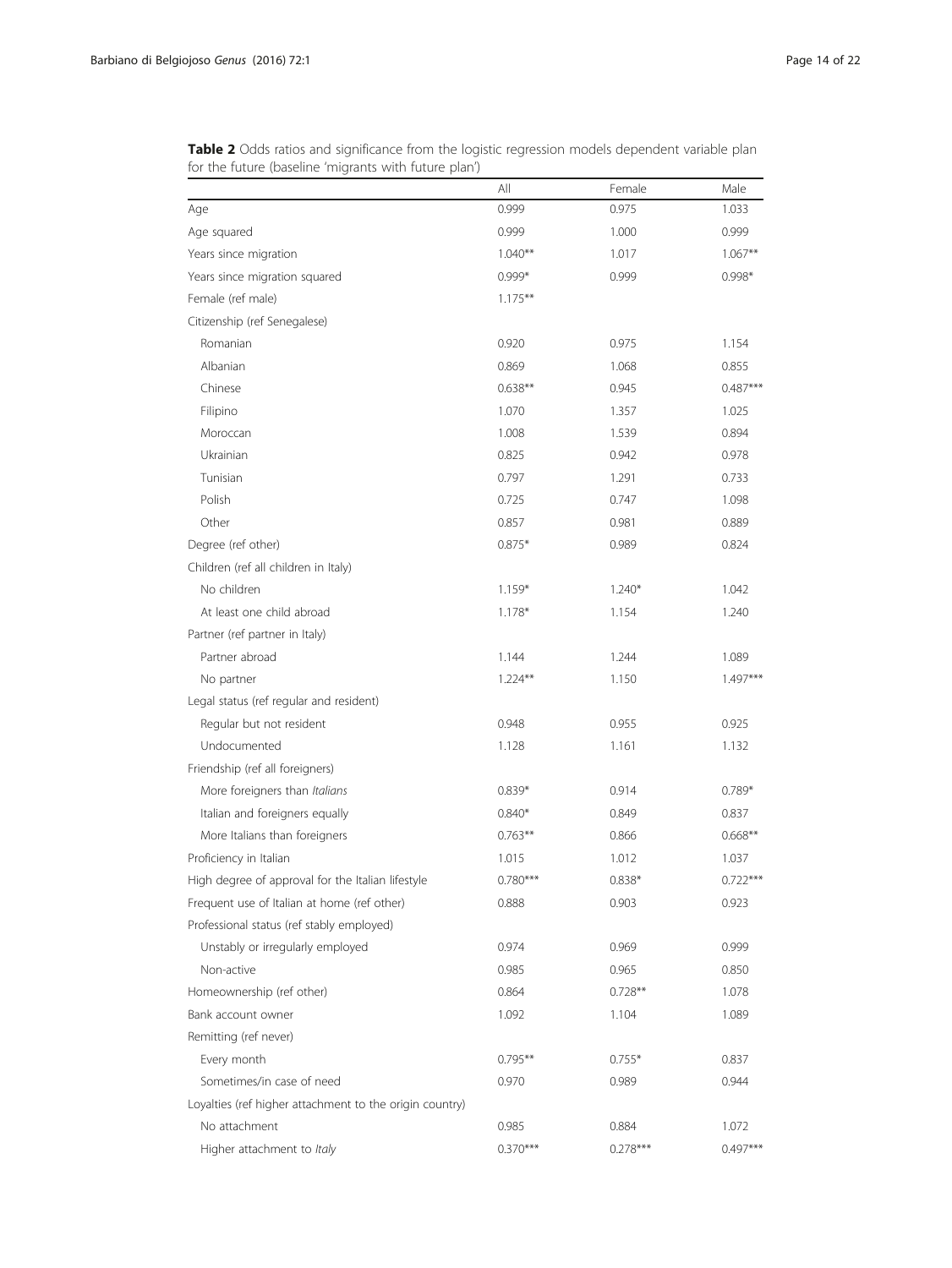**Table 2** Odds ratios and significance from the logistic regression models dependent variable plan for the future (baseline 'migrants with future plan')

| | All | Female | Male |
|---|---|---|---|
| Age | 0.999 | 0.975 | 1.033 |
| Age squared | 0.999 | 1.000 | 0.999 |
| Years since migration | 1.040** | 1.017 | 1.067** |
| Years since migration squared | 0.999* | 0.999 | 0.998* |
| Female (ref male) | 1.175** | | |
| Citizenship (ref Senegalese) | | | |
| Romanian | 0.920 | 0.975 | 1.154 |
| Albanian | 0.869 | 1.068 | 0.855 |
| Chinese | 0.638** | 0.945 | 0.487*** |
| Filipino | 1.070 | 1.357 | 1.025 |
| Moroccan | 1.008 | 1.539 | 0.894 |
| Ukrainian | 0.825 | 0.942 | 0.978 |
| Tunisian | 0.797 | 1.291 | 0.733 |
| Polish | 0.725 | 0.747 | 1.098 |
| Other | 0.857 | 0.981 | 0.889 |
| Degree (ref other) | 0.875* | 0.989 | 0.824 |
| Children (ref all children in Italy) | | | |
| No children | 1.159* | 1.240* | 1.042 |
| At least one child abroad | 1.178* | 1.154 | 1.240 |
| Partner (ref partner in Italy) | | | |
| Partner abroad | 1.144 | 1.244 | 1.089 |
| No partner | 1.224** | 1.150 | 1.497*** |
| Legal status (ref regular and resident) | | | |
| Regular but not resident | 0.948 | 0.955 | 0.925 |
| Undocumented | 1.128 | 1.161 | 1.132 |
| Friendship (ref all foreigners) | | | |
| More foreigners than *Italians* | 0.839* | 0.914 | 0.789* |
| Italian and foreigners equally | 0.840* | 0.849 | 0.837 |
| More Italians than foreigners | 0.763** | 0.866 | 0.668** |
| Proficiency in Italian | 1.015 | 1.012 | 1.037 |
| High degree of approval for the Italian lifestyle | 0.780*** | 0.838* | 0.722*** |
| Frequent use of Italian at home (ref other) | 0.888 | 0.903 | 0.923 |
| Professional status (ref stably employed) | | | |
| Unstably or irregularly employed | 0.974 | 0.969 | 0.999 |
| Non-active | 0.985 | 0.965 | 0.850 |
| Homeownership (ref other) | 0.864 | 0.728** | 1.078 |
| Bank account owner | 1.092 | 1.104 | 1.089 |
| Remitting (ref never) | | | |
| Every month | 0.795** | 0.755* | 0.837 |
| Sometimes/in case of need | 0.970 | 0.989 | 0.944 |
| Loyalties (ref higher attachment to the origin country) | | | |
| No attachment | 0.985 | 0.884 | 1.072 |
| Higher attachment to *Italy* | 0.370*** | 0.278*** | 0.497*** |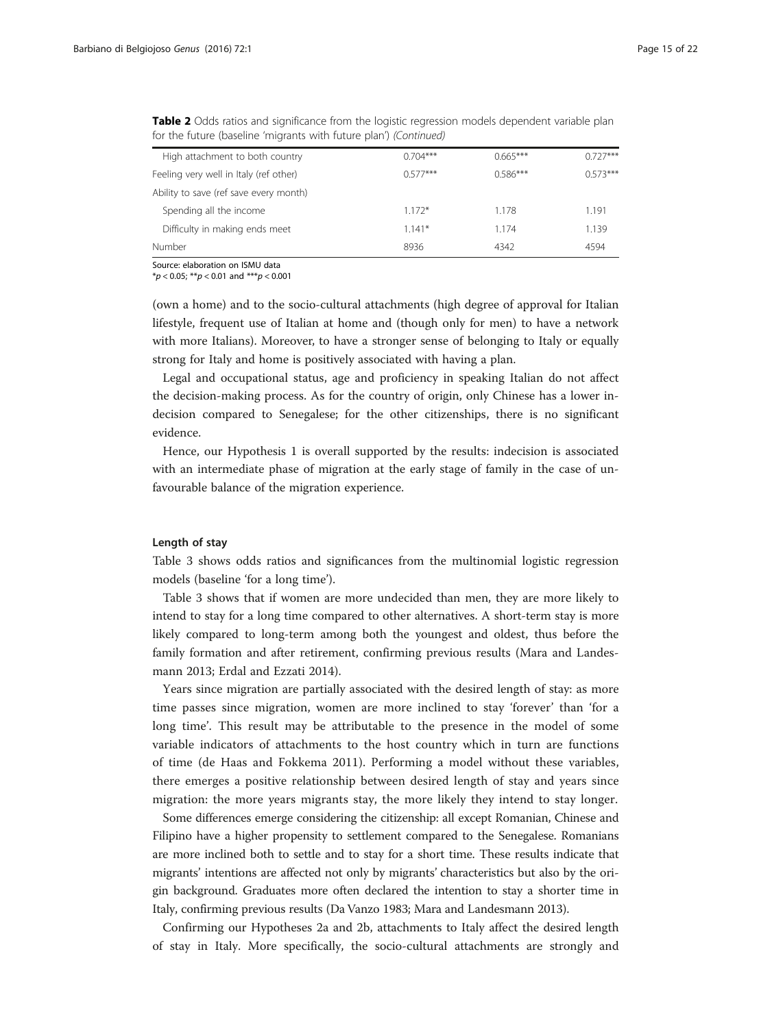**Table 2** Odds ratios and significance from the logistic regression models dependent variable plan for the future (baseline 'migrants with future plan') *(Continued)*

| | | | |
|---|---|---|---|
| High attachment to both country | 0.704*** | 0.665*** | 0.727*** |
| Feeling very well in Italy (ref other) | 0.577*** | 0.586*** | 0.573*** |
| Ability to save (ref save every month) | | | |
| Spending all the income | 1.172* | 1.178 | 1.191 |
| Difficulty in making ends meet | 1.141* | 1.174 | 1.139 |
| Number | 8936 | 4342 | 4594 |

Source: elaboration on ISMU data

*$p < 0.05$; **$p < 0.01$ and ***$p < 0.001$

(own a home) and to the socio-cultural attachments (high degree of approval for Italian lifestyle, frequent use of Italian at home and (though only for men) to have a network with more Italians). Moreover, to have a stronger sense of belonging to Italy or equally strong for Italy and home is positively associated with having a plan.

Legal and occupational status, age and proficiency in speaking Italian do not affect the decision-making process. As for the country of origin, only Chinese has a lower indecision compared to Senegalese; for the other citizenships, there is no significant evidence.

Hence, our Hypothesis 1 is overall supported by the results: indecision is associated with an intermediate phase of migration at the early stage of family in the case of unfavourable balance of the migration experience.

### Length of stay

Table 3 shows odds ratios and significances from the multinomial logistic regression models (baseline 'for a long time').

Table 3 shows that if women are more undecided than men, they are more likely to intend to stay for a long time compared to other alternatives. A short-term stay is more likely compared to long-term among both the youngest and oldest, thus before the family formation and after retirement, confirming previous results (Mara and Landesmann 2013; Erdal and Ezzati 2014).

Years since migration are partially associated with the desired length of stay: as more time passes since migration, women are more inclined to stay 'forever' than 'for a long time'. This result may be attributable to the presence in the model of some variable indicators of attachments to the host country which in turn are functions of time (de Haas and Fokkema 2011). Performing a model without these variables, there emerges a positive relationship between desired length of stay and years since migration: the more years migrants stay, the more likely they intend to stay longer.

Some differences emerge considering the citizenship: all except Romanian, Chinese and Filipino have a higher propensity to settlement compared to the Senegalese. Romanians are more inclined both to settle and to stay for a short time. These results indicate that migrants' intentions are affected not only by migrants' characteristics but also by the origin background. Graduates more often declared the intention to stay a shorter time in Italy, confirming previous results (Da Vanzo 1983; Mara and Landesmann 2013).

Confirming our Hypotheses 2a and 2b, attachments to Italy affect the desired length of stay in Italy. More specifically, the socio-cultural attachments are strongly and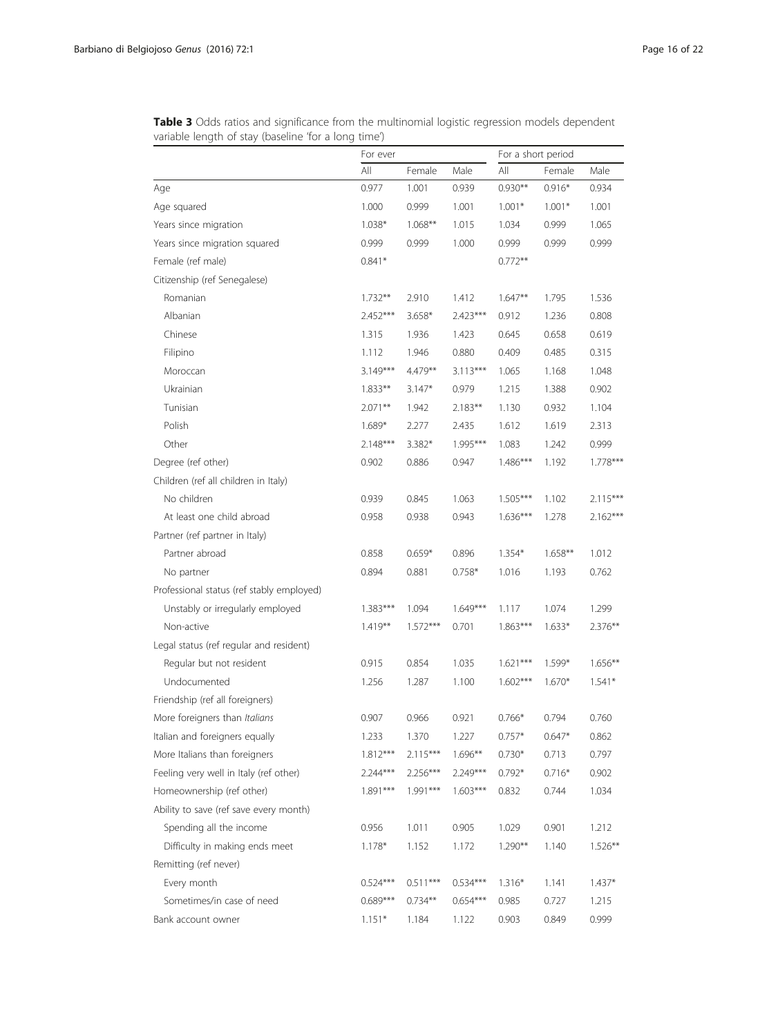**Table 3** Odds ratios and significance from the multinomial logistic regression models dependent variable length of stay (baseline 'for a long time')

| | For ever | | | For a short period | | |
|---|---|---|---|---|---|---|
| | All | Female | Male | All | Female | Male |
| Age | 0.977 | 1.001 | 0.939 | 0.930** | 0.916* | 0.934 |
| Age squared | 1.000 | 0.999 | 1.001 | 1.001* | 1.001* | 1.001 |
| Years since migration | 1.038* | 1.068** | 1.015 | 1.034 | 0.999 | 1.065 |
| Years since migration squared | 0.999 | 0.999 | 1.000 | 0.999 | 0.999 | 0.999 |
| Female (ref male) | 0.841* | | | 0.772** | | |
| Citizenship (ref Senegalese) | | | | | | |
| Romanian | 1.732** | 2.910 | 1.412 | 1.647** | 1.795 | 1.536 |
| Albanian | 2.452*** | 3.658* | 2.423*** | 0.912 | 1.236 | 0.808 |
| Chinese | 1.315 | 1.936 | 1.423 | 0.645 | 0.658 | 0.619 |
| Filipino | 1.112 | 1.946 | 0.880 | 0.409 | 0.485 | 0.315 |
| Moroccan | 3.149*** | 4.479** | 3.113*** | 1.065 | 1.168 | 1.048 |
| Ukrainian | 1.833** | 3.147* | 0.979 | 1.215 | 1.388 | 0.902 |
| Tunisian | 2.071** | 1.942 | 2.183** | 1.130 | 0.932 | 1.104 |
| Polish | 1.689* | 2.277 | 2.435 | 1.612 | 1.619 | 2.313 |
| Other | 2.148*** | 3.382* | 1.995*** | 1.083 | 1.242 | 0.999 |
| Degree (ref other) | 0.902 | 0.886 | 0.947 | 1.486*** | 1.192 | 1.778*** |
| Children (ref all children in Italy) | | | | | | |
| No children | 0.939 | 0.845 | 1.063 | 1.505*** | 1.102 | 2.115*** |
| At least one child abroad | 0.958 | 0.938 | 0.943 | 1.636*** | 1.278 | 2.162*** |
| Partner (ref partner in Italy) | | | | | | |
| Partner abroad | 0.858 | 0.659* | 0.896 | 1.354* | 1.658** | 1.012 |
| No partner | 0.894 | 0.881 | 0.758* | 1.016 | 1.193 | 0.762 |
| Professional status (ref stably employed) | | | | | | |
| Unstably or irregularly employed | 1.383*** | 1.094 | 1.649*** | 1.117 | 1.074 | 1.299 |
| Non-active | 1.419** | 1.572*** | 0.701 | 1.863*** | 1.633* | 2.376** |
| Legal status (ref regular and resident) | | | | | | |
| Regular but not resident | 0.915 | 0.854 | 1.035 | 1.621*** | 1.599* | 1.656** |
| Undocumented | 1.256 | 1.287 | 1.100 | 1.602*** | 1.670* | 1.541* |
| Friendship (ref all foreigners) | | | | | | |
| More foreigners than *Italians* | 0.907 | 0.966 | 0.921 | 0.766* | 0.794 | 0.760 |
| Italian and foreigners equally | 1.233 | 1.370 | 1.227 | 0.757* | 0.647* | 0.862 |
| More Italians than foreigners | 1.812*** | 2.115*** | 1.696** | 0.730* | 0.713 | 0.797 |
| Feeling very well in Italy (ref other) | 2.244*** | 2.256*** | 2.249*** | 0.792* | 0.716* | 0.902 |
| Homeownership (ref other) | 1.891*** | 1.991*** | 1.603*** | 0.832 | 0.744 | 1.034 |
| Ability to save (ref save every month) | | | | | | |
| Spending all the income | 0.956 | 1.011 | 0.905 | 1.029 | 0.901 | 1.212 |
| Difficulty in making ends meet | 1.178* | 1.152 | 1.172 | 1.290** | 1.140 | 1.526** |
| Remitting (ref never) | | | | | | |
| Every month | 0.524*** | 0.511*** | 0.534*** | 1.316* | 1.141 | 1.437* |
| Sometimes/in case of need | 0.689*** | 0.734** | 0.654*** | 0.985 | 0.727 | 1.215 |
| Bank account owner | 1.151* | 1.184 | 1.122 | 0.903 | 0.849 | 0.999 |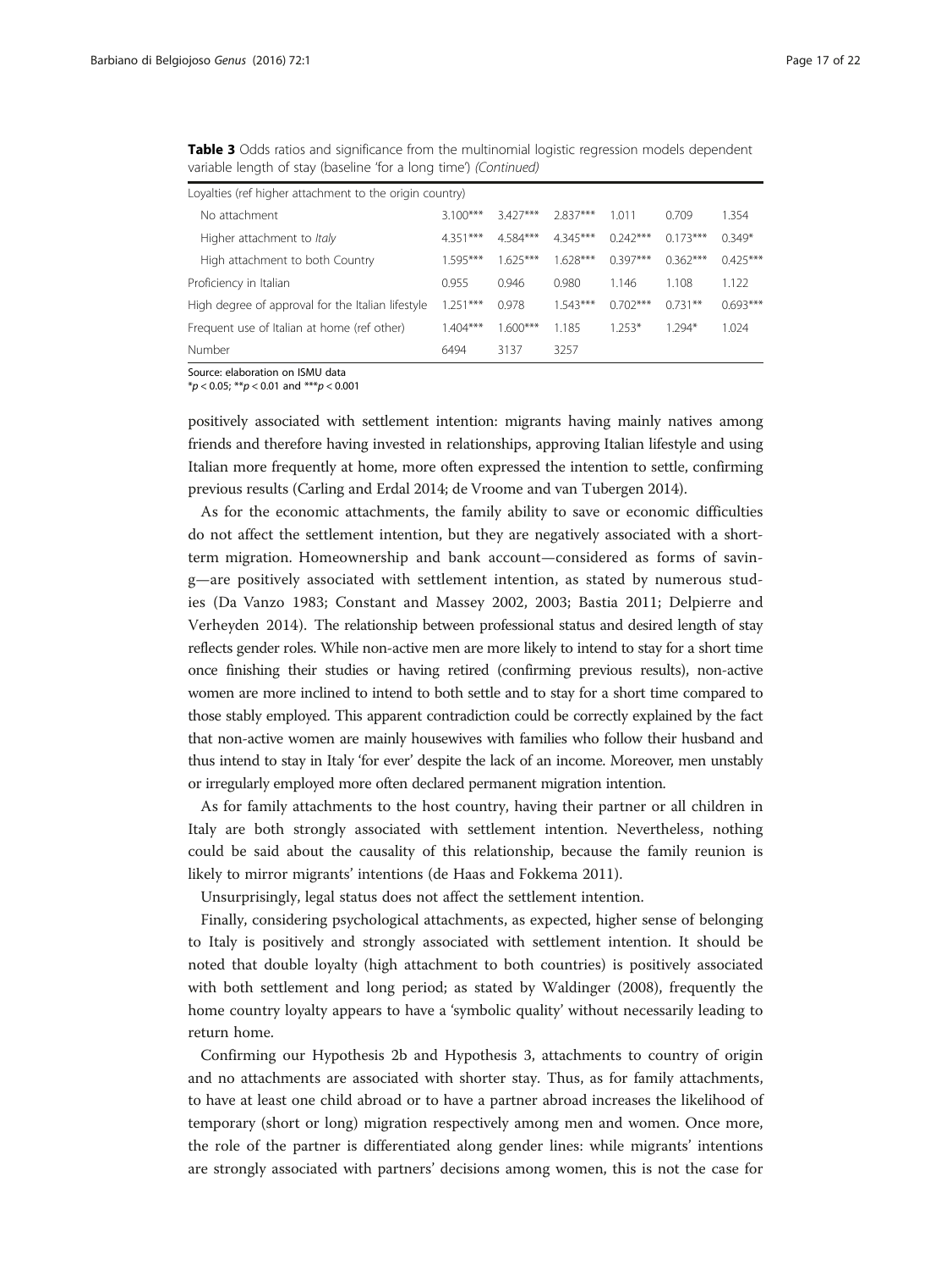**Table 3** Odds ratios and significance from the multinomial logistic regression models dependent variable length of stay (baseline 'for a long time') *(Continued)*

| | | | | | | |
|---|---|---|---|---|---|---|
| Loyalties (ref higher attachment to the origin country) | | | | | | |
| No attachment | 3.100*** | 3.427*** | 2.837*** | 1.011 | 0.709 | 1.354 |
| Higher attachment to *Italy* | 4.351*** | 4.584*** | 4.345*** | 0.242*** | 0.173*** | 0.349* |
| High attachment to both Country | 1.595*** | 1.625*** | 1.628*** | 0.397*** | 0.362*** | 0.425*** |
| Proficiency in Italian | 0.955 | 0.946 | 0.980 | 1.146 | 1.108 | 1.122 |
| High degree of approval for the Italian lifestyle | 1.251*** | 0.978 | 1.543*** | 0.702*** | 0.731** | 0.693*** |
| Frequent use of Italian at home (ref other) | 1.404*** | 1.600*** | 1.185 | 1.253* | 1.294* | 1.024 |
| Number | 6494 | 3137 | 3257 | | | |

Source: elaboration on ISMU data
*$p < 0.05$; **$p < 0.01$ and ***$p < 0.001$

positively associated with settlement intention: migrants having mainly natives among friends and therefore having invested in relationships, approving Italian lifestyle and using Italian more frequently at home, more often expressed the intention to settle, confirming previous results (Carling and Erdal 2014; de Vroome and van Tubergen 2014).

As for the economic attachments, the family ability to save or economic difficulties do not affect the settlement intention, but they are negatively associated with a short-term migration. Homeownership and bank account—considered as forms of saving—are positively associated with settlement intention, as stated by numerous studies (Da Vanzo 1983; Constant and Massey 2002, 2003; Bastia 2011; Delpierre and Verheyden 2014). The relationship between professional status and desired length of stay reflects gender roles. While non-active men are more likely to intend to stay for a short time once finishing their studies or having retired (confirming previous results), non-active women are more inclined to intend to both settle and to stay for a short time compared to those stably employed. This apparent contradiction could be correctly explained by the fact that non-active women are mainly housewives with families who follow their husband and thus intend to stay in Italy 'for ever' despite the lack of an income. Moreover, men unstably or irregularly employed more often declared permanent migration intention.

As for family attachments to the host country, having their partner or all children in Italy are both strongly associated with settlement intention. Nevertheless, nothing could be said about the causality of this relationship, because the family reunion is likely to mirror migrants' intentions (de Haas and Fokkema 2011).

Unsurprisingly, legal status does not affect the settlement intention.

Finally, considering psychological attachments, as expected, higher sense of belonging to Italy is positively and strongly associated with settlement intention. It should be noted that double loyalty (high attachment to both countries) is positively associated with both settlement and long period; as stated by Waldinger (2008), frequently the home country loyalty appears to have a 'symbolic quality' without necessarily leading to return home.

Confirming our Hypothesis 2b and Hypothesis 3, attachments to country of origin and no attachments are associated with shorter stay. Thus, as for family attachments, to have at least one child abroad or to have a partner abroad increases the likelihood of temporary (short or long) migration respectively among men and women. Once more, the role of the partner is differentiated along gender lines: while migrants' intentions are strongly associated with partners' decisions among women, this is not the case for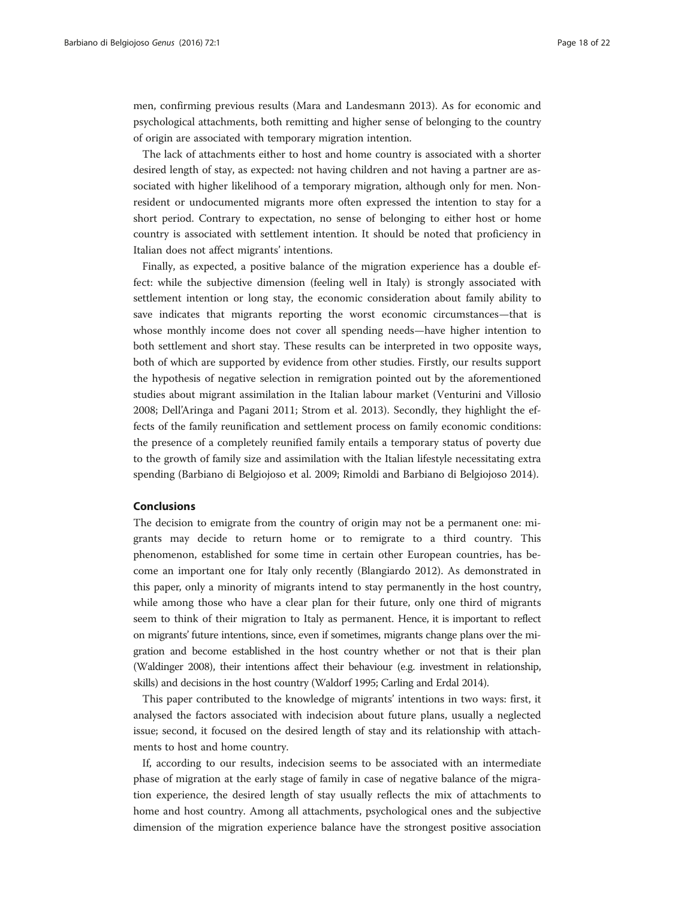men, confirming previous results (Mara and Landesmann 2013). As for economic and psychological attachments, both remitting and higher sense of belonging to the country of origin are associated with temporary migration intention.

The lack of attachments either to host and home country is associated with a shorter desired length of stay, as expected: not having children and not having a partner are associated with higher likelihood of a temporary migration, although only for men. Non-resident or undocumented migrants more often expressed the intention to stay for a short period. Contrary to expectation, no sense of belonging to either host or home country is associated with settlement intention. It should be noted that proficiency in Italian does not affect migrants' intentions.

Finally, as expected, a positive balance of the migration experience has a double effect: while the subjective dimension (feeling well in Italy) is strongly associated with settlement intention or long stay, the economic consideration about family ability to save indicates that migrants reporting the worst economic circumstances—that is whose monthly income does not cover all spending needs—have higher intention to both settlement and short stay. These results can be interpreted in two opposite ways, both of which are supported by evidence from other studies. Firstly, our results support the hypothesis of negative selection in remigration pointed out by the aforementioned studies about migrant assimilation in the Italian labour market (Venturini and Villosio 2008; Dell'Aringa and Pagani 2011; Strom et al. 2013). Secondly, they highlight the effects of the family reunification and settlement process on family economic conditions: the presence of a completely reunified family entails a temporary status of poverty due to the growth of family size and assimilation with the Italian lifestyle necessitating extra spending (Barbiano di Belgiojoso et al. 2009; Rimoldi and Barbiano di Belgiojoso 2014).

## Conclusions

The decision to emigrate from the country of origin may not be a permanent one: migrants may decide to return home or to remigrate to a third country. This phenomenon, established for some time in certain other European countries, has become an important one for Italy only recently (Blangiardo 2012). As demonstrated in this paper, only a minority of migrants intend to stay permanently in the host country, while among those who have a clear plan for their future, only one third of migrants seem to think of their migration to Italy as permanent. Hence, it is important to reflect on migrants' future intentions, since, even if sometimes, migrants change plans over the migration and become established in the host country whether or not that is their plan (Waldinger 2008), their intentions affect their behaviour (e.g. investment in relationship, skills) and decisions in the host country (Waldorf 1995; Carling and Erdal 2014).

This paper contributed to the knowledge of migrants' intentions in two ways: first, it analysed the factors associated with indecision about future plans, usually a neglected issue; second, it focused on the desired length of stay and its relationship with attachments to host and home country.

If, according to our results, indecision seems to be associated with an intermediate phase of migration at the early stage of family in case of negative balance of the migration experience, the desired length of stay usually reflects the mix of attachments to home and host country. Among all attachments, psychological ones and the subjective dimension of the migration experience balance have the strongest positive association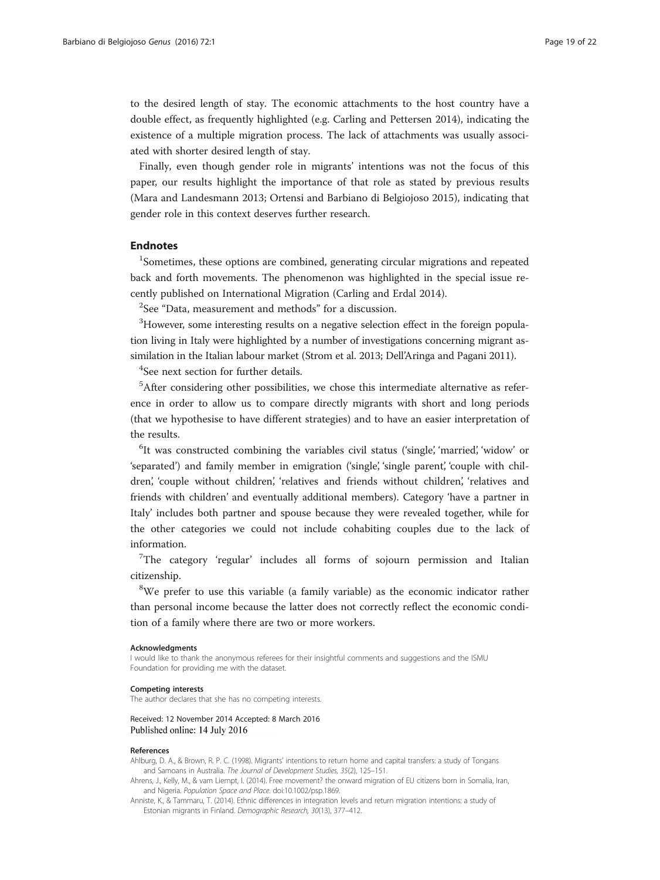to the desired length of stay. The economic attachments to the host country have a double effect, as frequently highlighted (e.g. Carling and Pettersen 2014), indicating the existence of a multiple migration process. The lack of attachments was usually associated with shorter desired length of stay.

Finally, even though gender role in migrants' intentions was not the focus of this paper, our results highlight the importance of that role as stated by previous results (Mara and Landesmann 2013; Ortensi and Barbiano di Belgiojoso 2015), indicating that gender role in this context deserves further research.

## Endnotes

[1]Sometimes, these options are combined, generating circular migrations and repeated back and forth movements. The phenomenon was highlighted in the special issue recently published on International Migration (Carling and Erdal 2014).

[2]See "Data, measurement and methods" for a discussion.

[3]However, some interesting results on a negative selection effect in the foreign population living in Italy were highlighted by a number of investigations concerning migrant assimilation in the Italian labour market (Strom et al. 2013; Dell'Aringa and Pagani 2011).

[4]See next section for further details.

[5]After considering other possibilities, we chose this intermediate alternative as reference in order to allow us to compare directly migrants with short and long periods (that we hypothesise to have different strategies) and to have an easier interpretation of the results.

[6]It was constructed combining the variables civil status ('single', 'married', 'widow' or 'separated') and family member in emigration ('single', 'single parent', 'couple with children', 'couple without children', 'relatives and friends without children', 'relatives and friends with children' and eventually additional members). Category 'have a partner in Italy' includes both partner and spouse because they were revealed together, while for the other categories we could not include cohabiting couples due to the lack of information.

[7]The category 'regular' includes all forms of sojourn permission and Italian citizenship.

[8]We prefer to use this variable (a family variable) as the economic indicator rather than personal income because the latter does not correctly reflect the economic condition of a family where there are two or more workers.

#### Acknowledgments

I would like to thank the anonymous referees for their insightful comments and suggestions and the ISMU Foundation for providing me with the dataset.

#### Competing interests

The author declares that she has no competing interests.

Received: 12 November 2014 Accepted: 8 March 2016
Published online: 14 July 2016

#### References

Ahlburg, D. A., & Brown, R. P. C. (1998). Migrants' intentions to return home and capital transfers: a study of Tongans and Samoans in Australia. *The Journal of Development Studies, 35*(2), 125–151.

Ahrens, J., Kelly, M., & vam Liempt, I. (2014). Free movement? the onward migration of EU citizens born in Somalia, Iran, and Nigeria. *Population Space and Place*. doi:10.1002/psp.1869.

Anniste, K., & Tammaru, T. (2014). Ethnic differences in integration levels and return migration intentions: a study of Estonian migrants in Finland. *Demographic Research, 30*(13), 377–412.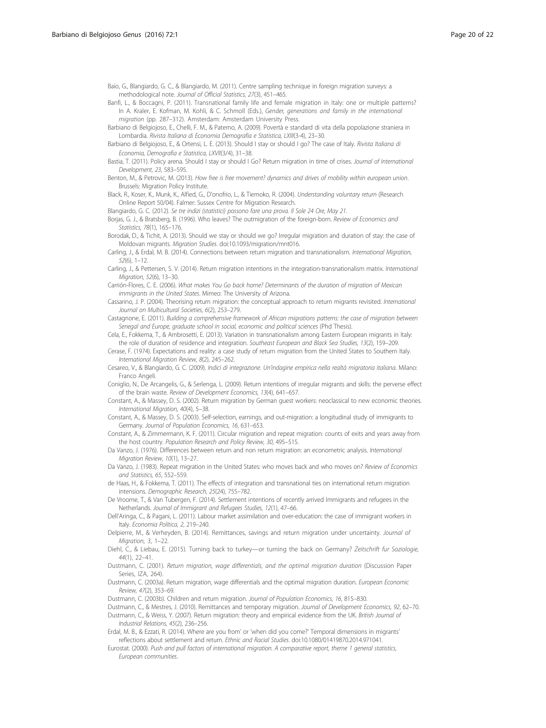Baio, G., Blangiardo, G. C., & Blangiardo, M. (2011). Centre sampling technique in foreign migration surveys: a methodological note. *Journal of Official Statistics, 27*(3), 451–465.

Banfi, L., & Boccagni, P. (2011). Transnational family life and female migration in Italy: one or multiple patterns? In A. Kraler, E. Kofman, M. Kohli, & C. Schmoll (Eds.), *Gender, generations and family in the international migration* (pp. 287–312). Amsterdam: Amsterdam University Press.

Barbiano di Belgiojoso, E., Chelli, F. M., & Paterno, A. (2009). Povertà e standard di vita della popolazione straniera in Lombardia. *Rivista Italiana di Economia Demografia e Statistica, LXIII*(3-4), 23–30.

Barbiano di Belgiojoso, E., & Ortensi, L. E. (2013). Should I stay or should I go? The case of Italy. *Rivista Italiana di Economia, Demografia e Statistica, LXVII*(3/4), 31–38.

Bastia, T. (2011). Policy arena. Should I stay or should I Go? Return migration in time of crises. *Journal of International Development, 23*, 583–595.

Benton, M., & Petrovic, M. (2013). *How free is free movement? dynamics and drives of mobility within european union*. Brussels: Migration Policy Institute.

Black, R., Koser, K., Munk, K., Alfied, G., D'onofrio, L., & Tiemoko, R. (2004). *Understanding voluntary return* (Research Online Report 50/04). Falmer: Sussex Centre for Migration Research.

Blangiardo, G. C. (2012). *Se tre indizi (statistici) possono fare una prova. Il Sole 24 Ore, May 21*.

Borjas, G. J., & Bratsberg, B. (1996). Who leaves? The outmigration of the foreign-born. *Review of Economics and Statistics, 78*(1), 165–176.

Borodak, D., & Tichit, A. (2013). Should we stay or should we go? Irregular migration and duration of stay: the case of Moldovan migrants. *Migration Studies*. doi:10.1093/migration/mnt016.

Carling, J., & Erdal, M. B. (2014). Connections between return migration and transnationalism. *International Migration, 52*(6), 1–12.

Carling, J., & Pettersen, S. V. (2014). Return migration intentions in the integration-transnationalism matrix. *International Migration, 52*(6), 13–30.

Carrión-Flores, C. E. (2006). *What makes You Go back home? Determinants of the duration of migration of Mexican immigrants in the United States*. Mimeo: The University of Arizona.

Cassarino, J. P. (2004). Theorising return migration: the conceptual approach to return migrants revisited. *International Journal on Multicultural Societies, 6*(2), 253–279.

Castagnone, E. (2011). *Building a comprehensive framework of African migrations patterns: the case of migration between Senegal and Europe, graduate school in social, economic and political sciences* (Phd Thesis).

Cela, E., Fokkema, T., & Ambrosetti, E. (2013). Variation in transnationalism among Eastern European migrants in Italy: the role of duration of residence and integration. *Southeast European and Black Sea Studies, 13*(2), 159–209.

Cerase, F. (1974). Expectations and reality: a case study of return migration from the United States to Southern Italy. *International Migration Review, 8*(2), 245–262.

Cesareo, V., & Blangiardo, G. C. (2009). *Indici di integrazione. Un'indagine empirica nella realtà migratoria italiana*. Milano: Franco Angeli.

Coniglio, N., De Arcangelis, G., & Serlenga, L. (2009). Return intentions of irregular migrants and skills: the perverse effect of the brain waste. *Review of Development Economics, 13*(4), 641–657.

Constant, A., & Massey, D. S. (2002). Return migration by German guest workers: neoclassical to new economic theories. *International Migration, 40*(4), 5–38.

Constant, A., & Massey, D. S. (2003). Self-selection, earnings, and out-migration: a longitudinal study of immigrants to Germany. *Journal of Population Economics, 16*, 631–653.

Constant, A., & Zimmermann, K. F. (2011). Circular migration and repeat migration: counts of exits and years away from the host country. *Population Research and Policy Review, 30*, 495–515.

Da Vanzo, J. (1976). Differences between return and non return migration: an econometric analysis. *International Migration Review, 10*(1), 13–27.

Da Vanzo, J. (1983). Repeat migration in the United States: who moves back and who moves on? *Review of Economics and Statistics, 65*, 552–559.

de Haas, H., & Fokkema, T. (2011). The effects of integration and transnational ties on international return migration intensions. *Demographic Research, 25*(24), 755–782.

De Vroome, T., & Van Tubergen, F. (2014). Settlement intentions of recently arrived Immigrants and refugees in the Netherlands. *Journal of Immigrant and Refugees Studies, 12*(1), 47–66.

Dell'Aringa, C., & Pagani, L. (2011). Labour market assimilation and over-education: the case of immigrant workers in Italy. *Economia Politica, 2*, 219–240.

Delpierre, M., & Verheyden, B. (2014). Remittances, savings and return migration under uncertainty. *Journal of Migration, 3*, 1–22.

Diehl, C., & Liebau, E. (2015). Turning back to turkey—or turning the back on Germany? *Zeitschrift fur Soziologie, 44*(1), 22–41.

Dustmann, C. (2001). *Return migration, wage differentials, and the optimal migration duration* (Discussion Paper Series, IZA, 264).

Dustmann, C. (2003a). Return migration, wage differentials and the optimal migration duration. *European Economic Review, 47*(2), 353–69.

Dustmann, C. (2003b). Children and return migration. *Journal of Population Economics, 16*, 815–830.

Dustmann, C., & Mestres, J. (2010). Remittances and temporary migration. *Journal of Development Economics, 92*, 62–70.

Dustmann, C., & Weiss, Y. (2007). Return migration: theory and empirical evidence from the UK. *British Journal of Industrial Relations, 45*(2), 236–256.

Erdal, M. B., & Ezzati, R. (2014). Where are you from' or 'when did you come?' Temporal dimensions in migrants' reflections about settlement and return. *Ethnic and Racial Studies*. doi:10.1080/01419870.2014.971041.

Eurostat. (2000). *Push and pull factors of international migration. A comparative report, theme 1 general statistics, European communities*.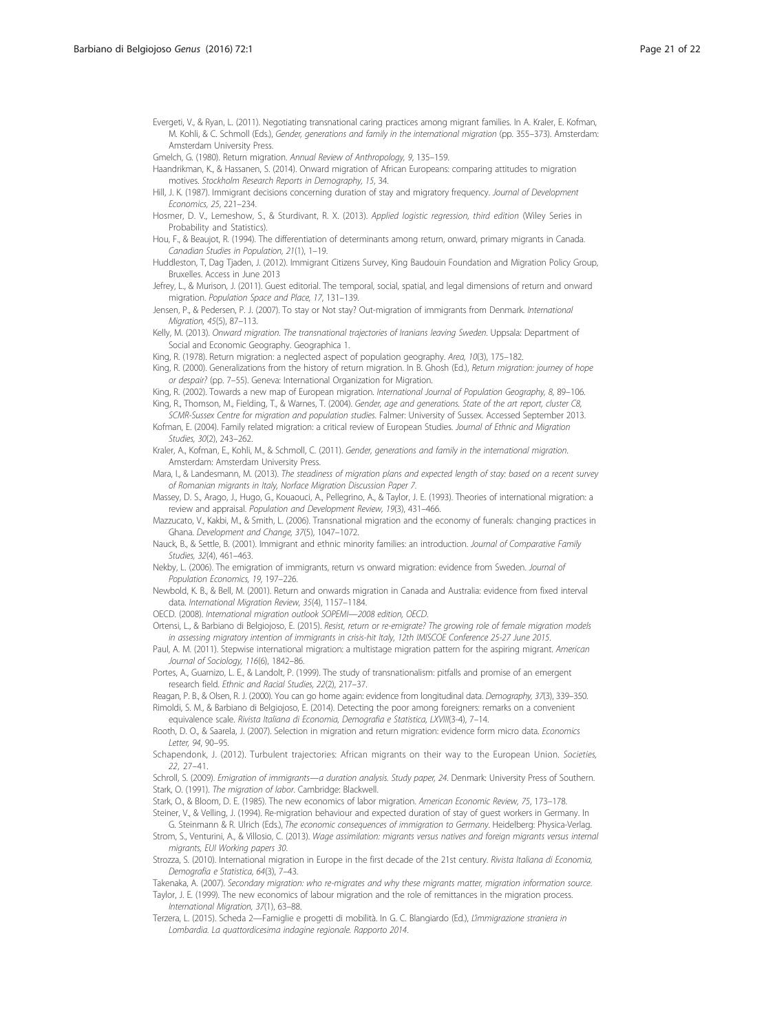Evergeti, V., & Ryan, L. (2011). Negotiating transnational caring practices among migrant families. In A. Kraler, E. Kofman, M. Kohli, & C. Schmoll (Eds.), *Gender, generations and family in the international migration* (pp. 355–373). Amsterdam: Amsterdam University Press.

Gmelch, G. (1980). Return migration. *Annual Review of Anthropology, 9*, 135–159.

Haandrikman, K., & Hassanen, S. (2014). Onward migration of African Europeans: comparing attitudes to migration motives. *Stockholm Research Reports in Demography, 15*, 34.

Hill, J. K. (1987). Immigrant decisions concerning duration of stay and migratory frequency. *Journal of Development Economics, 25*, 221–234.

Hosmer, D. V., Lemeshow, S., & Sturdivant, R. X. (2013). *Applied logistic regression, third edition* (Wiley Series in Probability and Statistics).

Hou, F., & Beaujot, R. (1994). The differentiation of determinants among return, onward, primary migrants in Canada. *Canadian Studies in Population, 21*(1), 1–19.

Huddleston, T, Dag Tjaden, J. (2012). Immigrant Citizens Survey, King Baudouin Foundation and Migration Policy Group, Bruxelles. Access in June 2013

Jefrey, L., & Murison, J. (2011). Guest editorial. The temporal, social, spatial, and legal dimensions of return and onward migration. *Population Space and Place, 17*, 131–139.

Jensen, P., & Pedersen, P. J. (2007). To stay or Not stay? Out-migration of immigrants from Denmark. *International Migration, 45*(5), 87–113.

Kelly, M. (2013). *Onward migration. The transnational trajectories of Iranians leaving Sweden*. Uppsala: Department of Social and Economic Geography. Geographica 1.

King, R. (1978). Return migration: a neglected aspect of population geography. *Area, 10*(3), 175–182.

King, R. (2000). Generalizations from the history of return migration. In B. Ghosh (Ed.), *Return migration: journey of hope or despair?* (pp. 7–55). Geneva: International Organization for Migration.

King, R. (2002). Towards a new map of European migration. *International Journal of Population Geography, 8*, 89–106.

King, R., Thomson, M., Fielding, T., & Warnes, T. (2004). *Gender, age and generations. State of the art report, cluster C8, SCMR-Sussex Centre for migration and population studies*. Falmer: University of Sussex. Accessed September 2013.

Kofman, E. (2004). Family related migration: a critical review of European Studies. *Journal of Ethnic and Migration Studies, 30*(2), 243–262.

Kraler, A., Kofman, E., Kohli, M., & Schmoll, C. (2011). *Gender, generations and family in the international migration*. Amsterdam: Amsterdam University Press.

Mara, I., & Landesmann, M. (2013). *The steadiness of migration plans and expected length of stay: based on a recent survey of Romanian migrants in Italy, Norface Migration Discussion Paper 7*.

Massey, D. S., Arago, J., Hugo, G., Kouaouci, A., Pellegrino, A., & Taylor, J. E. (1993). Theories of international migration: a review and appraisal. *Population and Development Review, 19*(3), 431–466.

Mazzucato, V., Kakbi, M., & Smith, L. (2006). Transnational migration and the economy of funerals: changing practices in Ghana. *Development and Change, 37*(5), 1047–1072.

Nauck, B., & Settle, B. (2001). Immigrant and ethnic minority families: an introduction. *Journal of Comparative Family Studies, 32*(4), 461–463.

Nekby, L. (2006). The emigration of immigrants, return vs onward migration: evidence from Sweden. *Journal of Population Economics, 19*, 197–226.

Newbold, K. B., & Bell, M. (2001). Return and onwards migration in Canada and Australia: evidence from fixed interval data. *International Migration Review, 35*(4), 1157–1184.

OECD. (2008). *International migration outlook SOPEMI—2008 edition, OECD*.

Ortensi, L., & Barbiano di Belgiojoso, E. (2015). *Resist, return or re-emigrate? The growing role of female migration models in assessing migratory intention of immigrants in crisis-hit Italy, 12th IMISCOE Conference 25-27 June 2015*.

Paul, A. M. (2011). Stepwise international migration: a multistage migration pattern for the aspiring migrant. *American Journal of Sociology, 116*(6), 1842–86.

Portes, A., Guarnizo, L. E., & Landolt, P. (1999). The study of transnationalism: pitfalls and promise of an emergent research field. *Ethnic and Racial Studies, 22*(2), 217–37.

Reagan, P. B., & Olsen, R. J. (2000). You can go home again: evidence from longitudinal data. *Demography, 37*(3), 339–350.

Rimoldi, S. M., & Barbiano di Belgiojoso, E. (2014). Detecting the poor among foreigners: remarks on a convenient equivalence scale. *Rivista Italiana di Economia, Demografia e Statistica, LXVIII*(3-4), 7–14.

Rooth, D. O., & Saarela, J. (2007). Selection in migration and return migration: evidence form micro data. *Economics Letter, 94*, 90–95.

Schapendonk, J. (2012). Turbulent trajectories: African migrants on their way to the European Union. *Societies, 22*, 27–41.

Schroll, S. (2009). *Emigration of immigrants—a duration analysis. Study paper, 24*. Denmark: University Press of Southern.

Stark, O. (1991). *The migration of labor*. Cambridge: Blackwell.

Stark, O., & Bloom, D. E. (1985). The new economics of labor migration. *American Economic Review, 75*, 173–178.

Steiner, V., & Velling, J. (1994). Re-migration behaviour and expected duration of stay of guest workers in Germany. In G. Steinmann & R. Ulrich (Eds.), *The economic consequences of immigration to Germany*. Heidelberg: Physica-Verlag.

Strom, S., Venturini, A., & Villosio, C. (2013). *Wage assimilation: migrants versus natives and foreign migrants versus internal migrants, EUI Working papers 30*.

Strozza, S. (2010). International migration in Europe in the first decade of the 21st century. *Rivista Italiana di Economia, Demografia e Statistica, 64*(3), 7–43.

Takenaka, A. (2007). *Secondary migration: who re-migrates and why these migrants matter, migration information source*.

Taylor, J. E. (1999). The new economics of labour migration and the role of remittances in the migration process. *International Migration, 37*(1), 63–88.

Terzera, L. (2015). Scheda 2—Famiglie e progetti di mobilità. In G. C. Blangiardo (Ed.), *L'immigrazione straniera in Lombardia. La quattordicesima indagine regionale. Rapporto 2014*.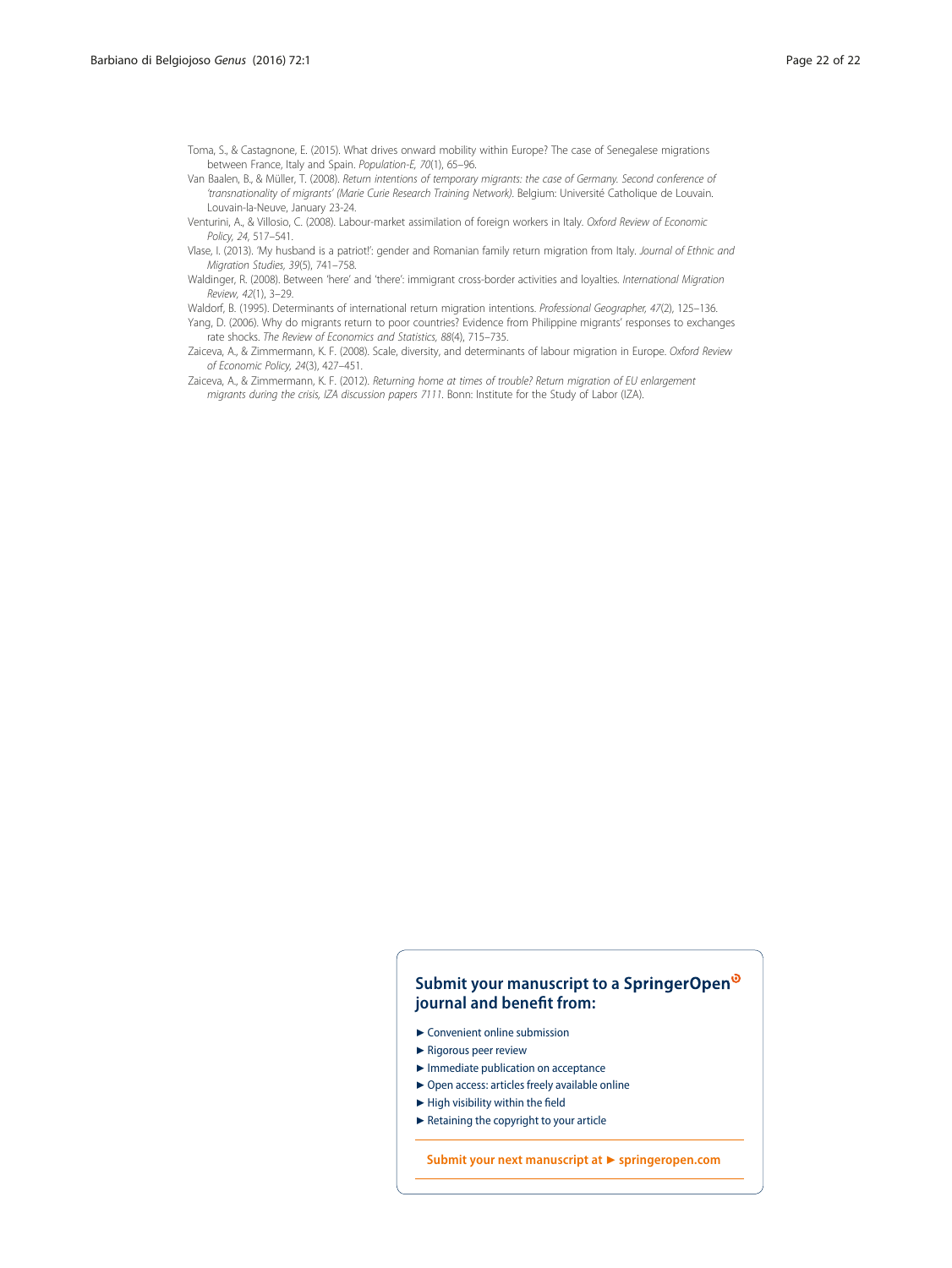Toma, S., & Castagnone, E. (2015). What drives onward mobility within Europe? The case of Senegalese migrations between France, Italy and Spain. *Population-E, 70*(1), 65–96.

Van Baalen, B., & Müller, T. (2008). *Return intentions of temporary migrants: the case of Germany. Second conference of 'transnationality of migrants' (Marie Curie Research Training Network)*. Belgium: Université Catholique de Louvain. Louvain-la-Neuve, January 23-24.

Venturini, A., & Villosio, C. (2008). Labour-market assimilation of foreign workers in Italy. *Oxford Review of Economic Policy, 24*, 517–541.

Vlase, I. (2013). 'My husband is a patriot!': gender and Romanian family return migration from Italy. *Journal of Ethnic and Migration Studies, 39*(5), 741–758.

Waldinger, R. (2008). Between 'here' and 'there': immigrant cross-border activities and loyalties. *International Migration Review, 42*(1), 3–29.

Waldorf, B. (1995). Determinants of international return migration intentions. *Professional Geographer, 47*(2), 125–136.

Yang, D. (2006). Why do migrants return to poor countries? Evidence from Philippine migrants' responses to exchanges rate shocks. *The Review of Economics and Statistics, 88*(4), 715–735.

Zaiceva, A., & Zimmermann, K. F. (2008). Scale, diversity, and determinants of labour migration in Europe. *Oxford Review of Economic Policy, 24*(3), 427–451.

Zaiceva, A., & Zimmermann, K. F. (2012). *Returning home at times of trouble? Return migration of EU enlargement migrants during the crisis, IZA discussion papers 7111*. Bonn: Institute for the Study of Labor (IZA).

**Submit your manuscript to a SpringerOpen journal and benefit from:**

- ► Convenient online submission
- ► Rigorous peer review
- ► Immediate publication on acceptance
- ► Open access: articles freely available online
- ► High visibility within the field
- ► Retaining the copyright to your article

**Submit your next manuscript at ► springeropen.com**